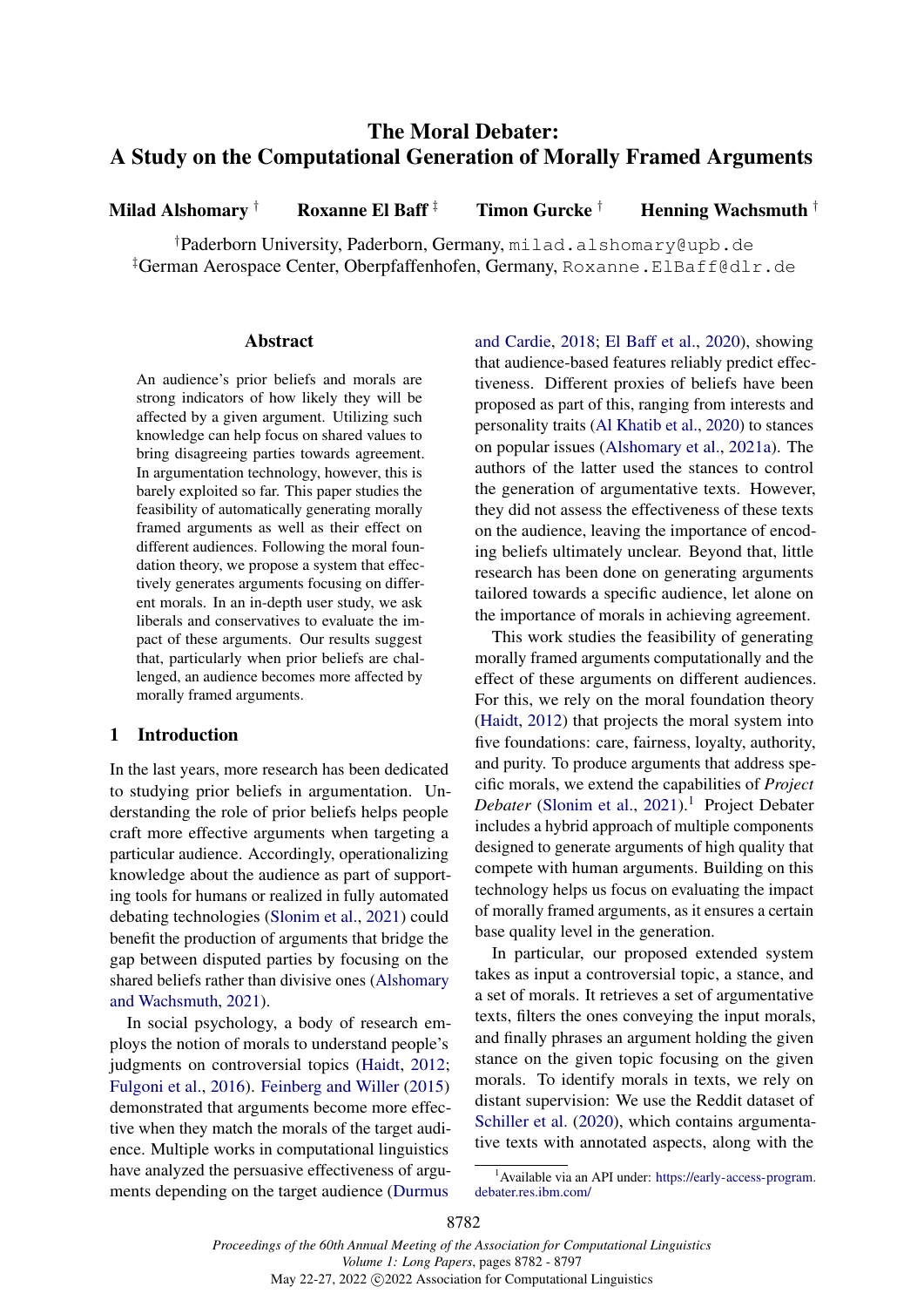# The Moral Debater: A Study on the Computational Generation of Morally Framed Arguments

**Milad Alshomary** [†] **Roxanne El Baff** [‡] **Timon Gurcke** [†] **Henning Wachsmuth** [†]

[†]Paderborn University, Paderborn, Germany, milad.alshomary@upb.de
[‡]German Aerospace Center, Oberpfaffenhofen, Germany, Roxanne.ElBaff@dlr.de

## Abstract

An audience's prior beliefs and morals are strong indicators of how likely they will be affected by a given argument. Utilizing such knowledge can help focus on shared values to bring disagreeing parties towards agreement. In argumentation technology, however, this is barely exploited so far. This paper studies the feasibility of automatically generating morally framed arguments as well as their effect on different audiences. Following the moral foundation theory, we propose a system that effectively generates arguments focusing on different morals. In an in-depth user study, we ask liberals and conservatives to evaluate the impact of these arguments. Our results suggest that, particularly when prior beliefs are challenged, an audience becomes more affected by morally framed arguments.

## 1 Introduction

In the last years, more research has been dedicated to studying prior beliefs in argumentation. Understanding the role of prior beliefs helps people craft more effective arguments when targeting a particular audience. Accordingly, operationalizing knowledge about the audience as part of supporting tools for humans or realized in fully automated debating technologies (Slonim et al., 2021) could benefit the production of arguments that bridge the gap between disputed parties by focusing on the shared beliefs rather than divisive ones (Alshomary and Wachsmuth, 2021).

In social psychology, a body of research employs the notion of morals to understand people's judgments on controversial topics (Haidt, 2012; Fulgoni et al., 2016). Feinberg and Willer (2015) demonstrated that arguments become more effective when they match the morals of the target audience. Multiple works in computational linguistics have analyzed the persuasive effectiveness of arguments depending on the target audience (Durmus and Cardie, 2018; El Baff et al., 2020), showing that audience-based features reliably predict effectiveness. Different proxies of beliefs have been proposed as part of this, ranging from interests and personality traits (Al Khatib et al., 2020) to stances on popular issues (Alshomary et al., 2021a). The authors of the latter used the stances to control the generation of argumentative texts. However, they did not assess the effectiveness of these texts on the audience, leaving the importance of encoding beliefs ultimately unclear. Beyond that, little research has been done on generating arguments tailored towards a specific audience, let alone on the importance of morals in achieving agreement.

This work studies the feasibility of generating morally framed arguments computationally and the effect of these arguments on different audiences. For this, we rely on the moral foundation theory (Haidt, 2012) that projects the moral system into five foundations: care, fairness, loyalty, authority, and purity. To produce arguments that address specific morals, we extend the capabilities of *Project Debater* (Slonim et al., 2021).[1] Project Debater includes a hybrid approach of multiple components designed to generate arguments of high quality that compete with human arguments. Building on this technology helps us focus on evaluating the impact of morally framed arguments, as it ensures a certain base quality level in the generation.

In particular, our proposed extended system takes as input a controversial topic, a stance, and a set of morals. It retrieves a set of argumentative texts, filters the ones conveying the input morals, and finally phrases an argument holding the given stance on the given topic focusing on the given morals. To identify morals in texts, we rely on distant supervision: We use the Reddit dataset of Schiller et al. (2020), which contains argumentative texts with annotated aspects, along with the

[1]Available via an API under: https://early-access-program.debater.res.ibm.com/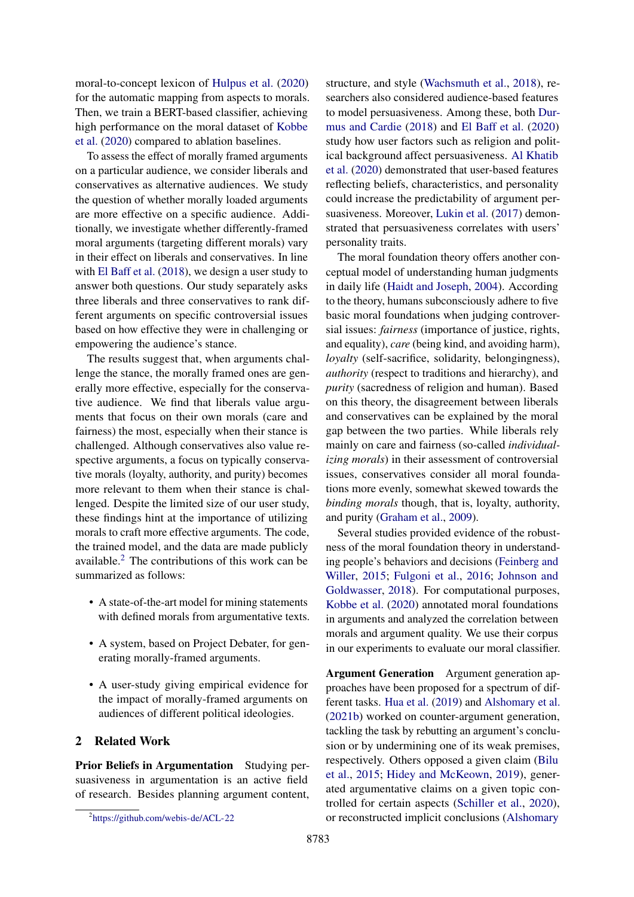moral-to-concept lexicon of Hulpus et al. (2020) for the automatic mapping from aspects to morals. Then, we train a BERT-based classifier, achieving high performance on the moral dataset of Kobbe et al. (2020) compared to ablation baselines.

To assess the effect of morally framed arguments on a particular audience, we consider liberals and conservatives as alternative audiences. We study the question of whether morally loaded arguments are more effective on a specific audience. Additionally, we investigate whether differently-framed moral arguments (targeting different morals) vary in their effect on liberals and conservatives. In line with El Baff et al. (2018), we design a user study to answer both questions. Our study separately asks three liberals and three conservatives to rank different arguments on specific controversial issues based on how effective they were in challenging or empowering the audience's stance.

The results suggest that, when arguments challenge the stance, the morally framed ones are generally more effective, especially for the conservative audience. We find that liberals value arguments that focus on their own morals (care and fairness) the most, especially when their stance is challenged. Although conservatives also value respective arguments, a focus on typically conservative morals (loyalty, authority, and purity) becomes more relevant to them when their stance is challenged. Despite the limited size of our user study, these findings hint at the importance of utilizing morals to craft more effective arguments. The code, the trained model, and the data are made publicly available.[2] The contributions of this work can be summarized as follows:

- A state-of-the-art model for mining statements with defined morals from argumentative texts.
- A system, based on Project Debater, for generating morally-framed arguments.
- A user-study giving empirical evidence for the impact of morally-framed arguments on audiences of different political ideologies.

## 2 Related Work

**Prior Beliefs in Argumentation** Studying persuasiveness in argumentation is an active field of research. Besides planning argument content, structure, and style (Wachsmuth et al., 2018), researchers also considered audience-based features to model persuasiveness. Among these, both Durmus and Cardie (2018) and El Baff et al. (2020) study how user factors such as religion and political background affect persuasiveness. Al Khatib et al. (2020) demonstrated that user-based features reflecting beliefs, characteristics, and personality could increase the predictability of argument persuasiveness. Moreover, Lukin et al. (2017) demonstrated that persuasiveness correlates with users' personality traits.

The moral foundation theory offers another conceptual model of understanding human judgments in daily life (Haidt and Joseph, 2004). According to the theory, humans subconsciously adhere to five basic moral foundations when judging controversial issues: *fairness* (importance of justice, rights, and equality), *care* (being kind, and avoiding harm), *loyalty* (self-sacrifice, solidarity, belongingness), *authority* (respect to traditions and hierarchy), and *purity* (sacredness of religion and human). Based on this theory, the disagreement between liberals and conservatives can be explained by the moral gap between the two parties. While liberals rely mainly on care and fairness (so-called *individualizing morals*) in their assessment of controversial issues, conservatives consider all moral foundations more evenly, somewhat skewed towards the *binding morals* though, that is, loyalty, authority, and purity (Graham et al., 2009).

Several studies provided evidence of the robustness of the moral foundation theory in understanding people's behaviors and decisions (Feinberg and Willer, 2015; Fulgoni et al., 2016; Johnson and Goldwasser, 2018). For computational purposes, Kobbe et al. (2020) annotated moral foundations in arguments and analyzed the correlation between morals and argument quality. We use their corpus in our experiments to evaluate our moral classifier.

**Argument Generation** Argument generation approaches have been proposed for a spectrum of different tasks. Hua et al. (2019) and Alshomary et al. (2021b) worked on counter-argument generation, tackling the task by rebutting an argument's conclusion or by undermining one of its weak premises, respectively. Others opposed a given claim (Bilu et al., 2015; Hidey and McKeown, 2019), generated argumentative claims on a given topic controlled for certain aspects (Schiller et al., 2020), or reconstructed implicit conclusions (Alshomary

[2] https://github.com/webis-de/ACL-22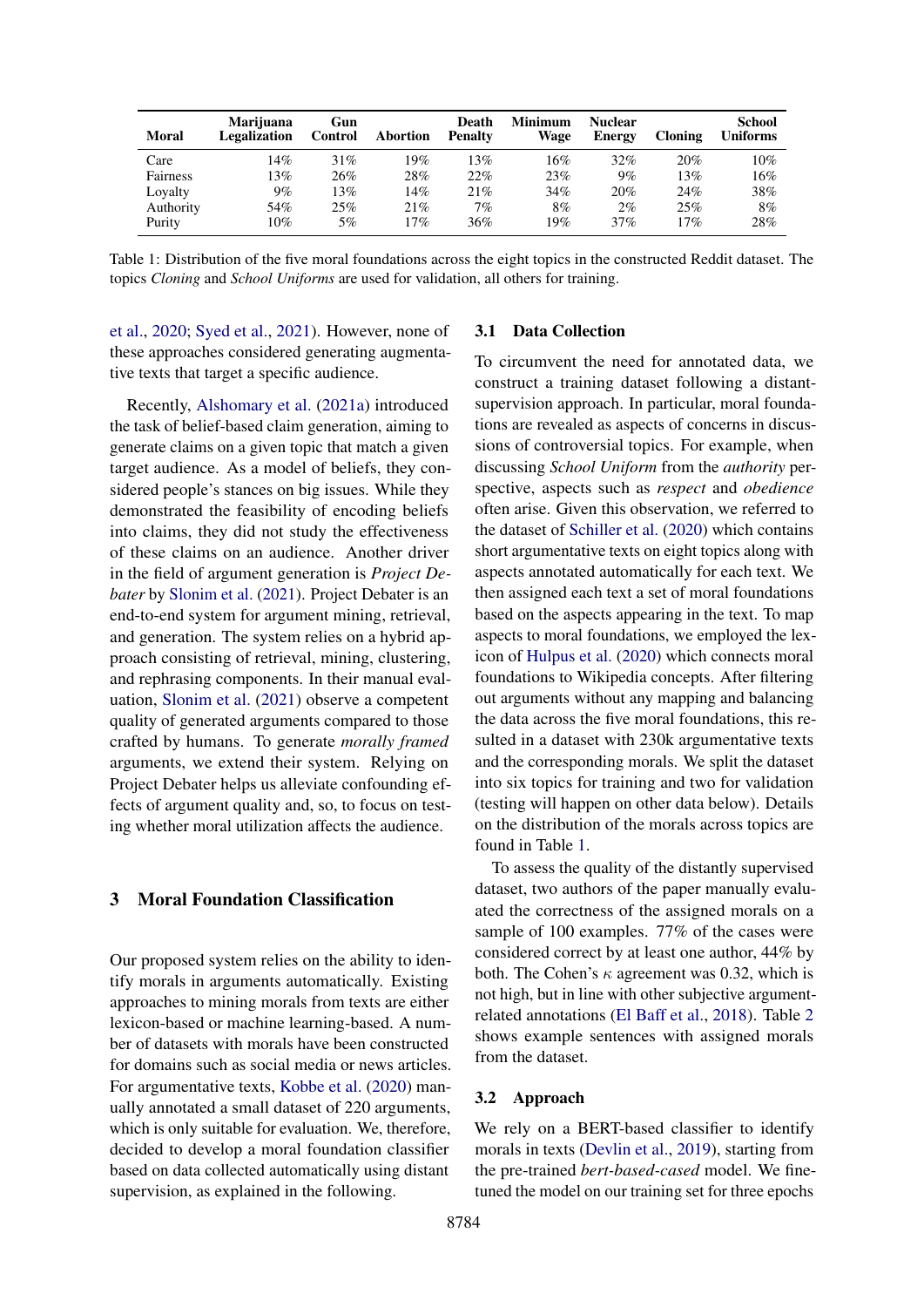| Moral | Marijuana Legalization | Gun Control | Abortion | Death Penalty | Minimum Wage | Nuclear Energy | Cloning | School Uniforms |
|---|---|---|---|---|---|---|---|---|
| Care | 14% | 31% | 19% | 13% | 16% | 32% | 20% | 10% |
| Fairness | 13% | 26% | 28% | 22% | 23% | 9% | 13% | 16% |
| Loyalty | 9% | 13% | 14% | 21% | 34% | 20% | 24% | 38% |
| Authority | 54% | 25% | 21% | 7% | 8% | 2% | 25% | 8% |
| Purity | 10% | 5% | 17% | 36% | 19% | 37% | 17% | 28% |

Table 1: Distribution of the five moral foundations across the eight topics in the constructed Reddit dataset. The topics *Cloning* and *School Uniforms* are used for validation, all others for training.

et al., 2020; Syed et al., 2021). However, none of these approaches considered generating augmentative texts that target a specific audience.

Recently, Alshomary et al. (2021a) introduced the task of belief-based claim generation, aiming to generate claims on a given topic that match a given target audience. As a model of beliefs, they considered people's stances on big issues. While they demonstrated the feasibility of encoding beliefs into claims, they did not study the effectiveness of these claims on an audience. Another driver in the field of argument generation is *Project Debater* by Slonim et al. (2021). Project Debater is an end-to-end system for argument mining, retrieval, and generation. The system relies on a hybrid approach consisting of retrieval, mining, clustering, and rephrasing components. In their manual evaluation, Slonim et al. (2021) observe a competent quality of generated arguments compared to those crafted by humans. To generate *morally framed* arguments, we extend their system. Relying on Project Debater helps us alleviate confounding effects of argument quality and, so, to focus on testing whether moral utilization affects the audience.

## 3 Moral Foundation Classification

Our proposed system relies on the ability to identify morals in arguments automatically. Existing approaches to mining morals from texts are either lexicon-based or machine learning-based. A number of datasets with morals have been constructed for domains such as social media or news articles. For argumentative texts, Kobbe et al. (2020) manually annotated a small dataset of 220 arguments, which is only suitable for evaluation. We, therefore, decided to develop a moral foundation classifier based on data collected automatically using distant supervision, as explained in the following.

### 3.1 Data Collection

To circumvent the need for annotated data, we construct a training dataset following a distant-supervision approach. In particular, moral foundations are revealed as aspects of concerns in discussions of controversial topics. For example, when discussing *School Uniform* from the *authority* perspective, aspects such as *respect* and *obedience* often arise. Given this observation, we referred to the dataset of Schiller et al. (2020) which contains short argumentative texts on eight topics along with aspects annotated automatically for each text. We then assigned each text a set of moral foundations based on the aspects appearing in the text. To map aspects to moral foundations, we employed the lexicon of Hulpus et al. (2020) which connects moral foundations to Wikipedia concepts. After filtering out arguments without any mapping and balancing the data across the five moral foundations, this resulted in a dataset with 230k argumentative texts and the corresponding morals. We split the dataset into six topics for training and two for validation (testing will happen on other data below). Details on the distribution of the morals across topics are found in Table 1.

To assess the quality of the distantly supervised dataset, two authors of the paper manually evaluated the correctness of the assigned morals on a sample of 100 examples. 77% of the cases were considered correct by at least one author, 44% by both. The Cohen's $\kappa$ agreement was 0.32, which is not high, but in line with other subjective argument-related annotations (El Baff et al., 2018). Table 2 shows example sentences with assigned morals from the dataset.

### 3.2 Approach

We rely on a BERT-based classifier to identify morals in texts (Devlin et al., 2019), starting from the pre-trained *bert-based-cased* model. We fine-tuned the model on our training set for three epochs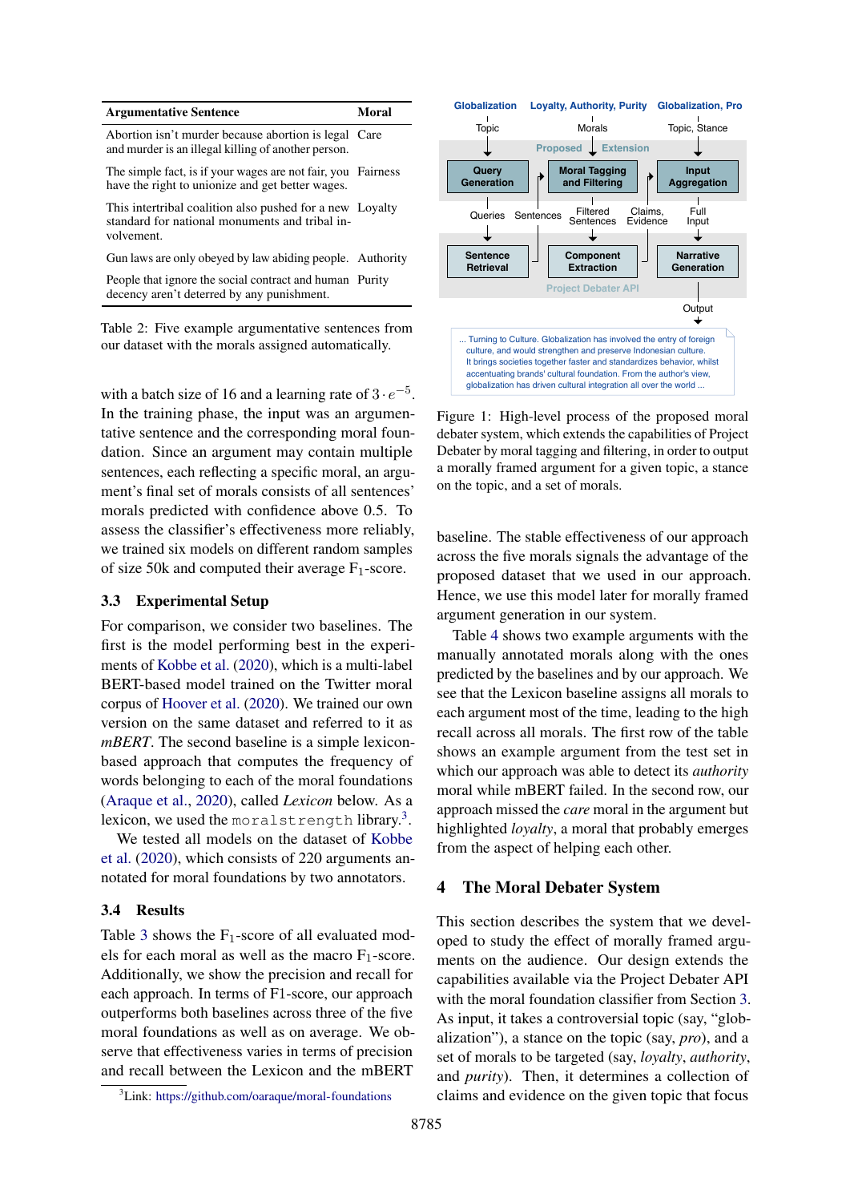| Argumentative Sentence | Moral |
|---|---|
| Abortion isn't murder because abortion is legal and murder is an illegal killing of another person. | Care |
| The simple fact, is if your wages are not fair, you have the right to unionize and get better wages. | Fairness |
| This intertribal coalition also pushed for a new standard for national monuments and tribal involvement. | Loyalty |
| Gun laws are only obeyed by law abiding people. | Authority |
| People that ignore the social contract and human decency aren't deterred by any punishment. | Purity |

Table 2: Five example argumentative sentences from our dataset with the morals assigned automatically.

with a batch size of 16 and a learning rate of $3 \cdot e^{-5}$. In the training phase, the input was an argumentative sentence and the corresponding moral foundation. Since an argument may contain multiple sentences, each reflecting a specific moral, an argument's final set of morals consists of all sentences' morals predicted with confidence above 0.5. To assess the classifier's effectiveness more reliably, we trained six models on different random samples of size 50k and computed their average $F_1$-score.

### 3.3 Experimental Setup

For comparison, we consider two baselines. The first is the model performing best in the experiments of Kobbe et al. (2020), which is a multi-label BERT-based model trained on the Twitter moral corpus of Hoover et al. (2020). We trained our own version on the same dataset and referred to it as *mBERT*. The second baseline is a simple lexicon-based approach that computes the frequency of words belonging to each of the moral foundations (Araque et al., 2020), called *Lexicon* below. As a lexicon, we used the `moralstrength` library.[3]

We tested all models on the dataset of Kobbe et al. (2020), which consists of 220 arguments annotated for moral foundations by two annotators.

### 3.4 Results

Table 3 shows the $F_1$-score of all evaluated models for each moral as well as the macro $F_1$-score. Additionally, we show the precision and recall for each approach. In terms of F1-score, our approach outperforms both baselines across three of the five moral foundations as well as on average. We observe that effectiveness varies in terms of precision and recall between the Lexicon and the mBERT baseline. The stable effectiveness of our approach across the five morals signals the advantage of the proposed dataset that we used in our approach. Hence, we use this model later for morally framed argument generation in our system.

Table 4 shows two example arguments with the manually annotated morals along with the ones predicted by the baselines and by our approach. We see that the Lexicon baseline assigns all morals to each argument most of the time, leading to the high recall across all morals. The first row of the table shows an example argument from the test set in which our approach was able to detect its *authority* moral while mBERT failed. In the second row, our approach missed the *care* moral in the argument but highlighted *loyalty*, a moral that probably emerges from the aspect of helping each other.

[3]Link: https://github.com/oaraque/moral-foundations

Figure 1: High-level process of the proposed moral debater system, which extends the capabilities of Project Debater by moral tagging and filtering, in order to output a morally framed argument for a given topic, a stance on the topic, and a set of morals.

## 4 The Moral Debater System

This section describes the system that we developed to study the effect of morally framed arguments on the audience. Our design extends the capabilities available via the Project Debater API with the moral foundation classifier from Section 3. As input, it takes a controversial topic (say, "globalization"), a stance on the topic (say, *pro*), and a set of morals to be targeted (say, *loyalty*, *authority*, and *purity*). Then, it determines a collection of claims and evidence on the given topic that focus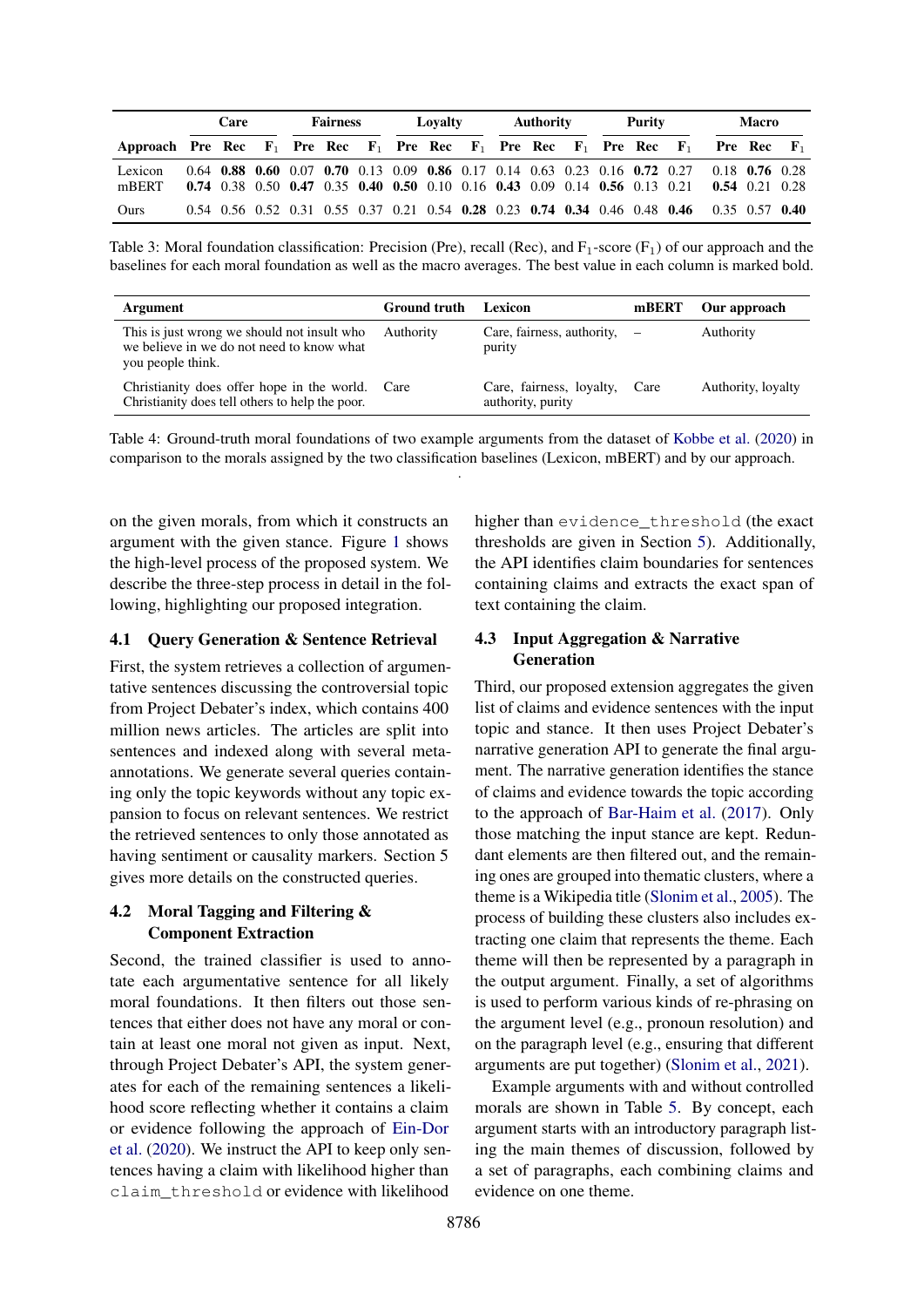| | Care | | | Fairness | | | Loyalty | | | Authority | | | Purity | | | Macro | | |
|---|---|---|---|---|---|---|---|---|---|---|---|---|---|---|---|---|---|---|
| **Approach** | **Pre** | **Rec** | **$F_1$** | **Pre** | **Rec** | **$F_1$** | **Pre** | **Rec** | **$F_1$** | **Pre** | **Rec** | **$F_1$** | **Pre** | **Rec** | **$F_1$** | **Pre** | **Rec** | **$F_1$** |
| Lexicon | 0.64 | **0.88** | **0.60** | 0.07 | **0.70** | 0.13 | 0.09 | **0.86** | 0.17 | 0.14 | 0.63 | 0.23 | 0.16 | **0.72** | 0.27 | 0.18 | **0.76** | 0.28 |
| mBERT | **0.74** | 0.38 | 0.50 | **0.47** | 0.35 | **0.40** | **0.50** | 0.10 | 0.16 | **0.43** | 0.09 | 0.14 | **0.56** | 0.13 | 0.21 | **0.54** | 0.21 | 0.28 |
| Ours | 0.54 | 0.56 | 0.52 | 0.31 | 0.55 | 0.37 | 0.21 | 0.54 | **0.28** | 0.23 | **0.74** | **0.34** | 0.46 | 0.48 | **0.46** | 0.35 | 0.57 | **0.40** |

Table 3: Moral foundation classification: Precision (Pre), recall (Rec), and $F_1$-score ($F_1$) of our approach and the baselines for each moral foundation as well as the macro averages. The best value in each column is marked bold.

| Argument | Ground truth | Lexicon | mBERT | Our approach |
|---|---|---|---|---|
| This is just wrong we should not insult who we believe in we do not need to know what you people think. | Authority | Care, fairness, authority, purity | – | Authority |
| Christianity does offer hope in the world. Christianity does tell others to help the poor. | Care | Care, fairness, loyalty, authority, purity | Care | Authority, loyalty |

Table 4: Ground-truth moral foundations of two example arguments from the dataset of Kobbe et al. (2020) in comparison to the morals assigned by the two classification baselines (Lexicon, mBERT) and by our approach.

on the given morals, from which it constructs an argument with the given stance. Figure 1 shows the high-level process of the proposed system. We describe the three-step process in detail in the following, highlighting our proposed integration.

### 4.1 Query Generation & Sentence Retrieval

First, the system retrieves a collection of argumentative sentences discussing the controversial topic from Project Debater's index, which contains 400 million news articles. The articles are split into sentences and indexed along with several meta-annotations. We generate several queries containing only the topic keywords without any topic expansion to focus on relevant sentences. We restrict the retrieved sentences to only those annotated as having sentiment or causality markers. Section 5 gives more details on the constructed queries.

### 4.2 Moral Tagging and Filtering & Component Extraction

Second, the trained classifier is used to annotate each argumentative sentence for all likely moral foundations. It then filters out those sentences that either does not have any moral or contain at least one moral not given as input. Next, through Project Debater's API, the system generates for each of the remaining sentences a likelihood score reflecting whether it contains a claim or evidence following the approach of Ein-Dor et al. (2020). We instruct the API to keep only sentences having a claim with likelihood higher than `claim_threshold` or evidence with likelihood higher than `evidence_threshold` (the exact thresholds are given in Section 5). Additionally, the API identifies claim boundaries for sentences containing claims and extracts the exact span of text containing the claim.

### 4.3 Input Aggregation & Narrative Generation

Third, our proposed extension aggregates the given list of claims and evidence sentences with the input topic and stance. It then uses Project Debater's narrative generation API to generate the final argument. The narrative generation identifies the stance of claims and evidence towards the topic according to the approach of Bar-Haim et al. (2017). Only those matching the input stance are kept. Redundant elements are then filtered out, and the remaining ones are grouped into thematic clusters, where a theme is a Wikipedia title (Slonim et al., 2005). The process of building these clusters also includes extracting one claim that represents the theme. Each theme will then be represented by a paragraph in the output argument. Finally, a set of algorithms is used to perform various kinds of re-phrasing on the argument level (e.g., pronoun resolution) and on the paragraph level (e.g., ensuring that different arguments are put together) (Slonim et al., 2021).

Example arguments with and without controlled morals are shown in Table 5. By concept, each argument starts with an introductory paragraph listing the main themes of discussion, followed by a set of paragraphs, each combining claims and evidence on one theme.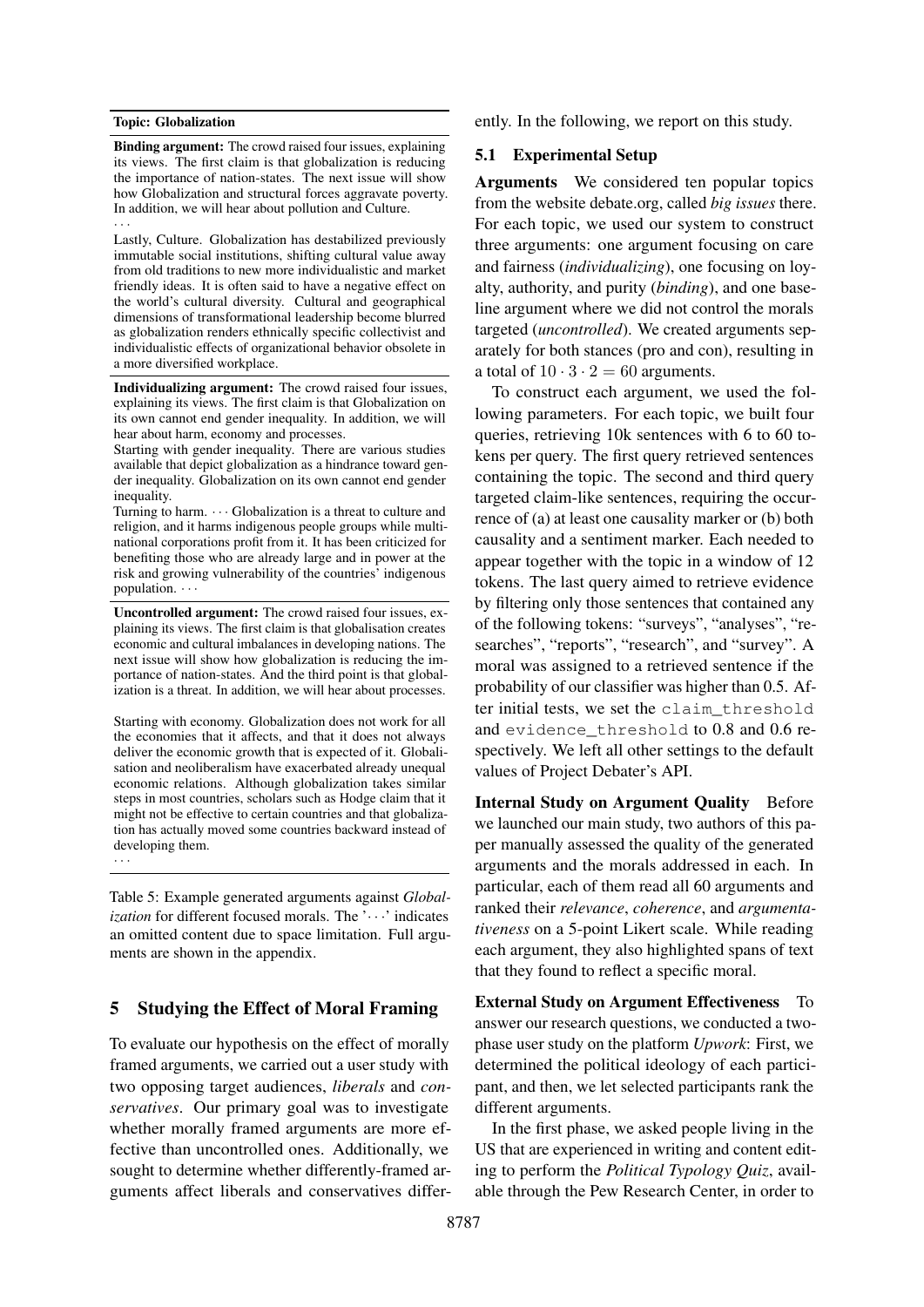| Topic: Globalization |
|---|
| **Binding argument:** The crowd raised four issues, explaining its views. The first claim is that globalization is reducing the importance of nation-states. The next issue will show how Globalization and structural forces aggravate poverty. In addition, we will hear about pollution and Culture. ··· Lastly, Culture. Globalization has destabilized previously immutable social institutions, shifting cultural value away from old traditions to new more individualistic and market friendly ideas. It is often said to have a negative effect on the world's cultural diversity. Cultural and geographical dimensions of transformational leadership become blurred as globalization renders ethnically specific collectivist and individualistic effects of organizational behavior obsolete in a more diversified workplace. |
| **Individualizing argument:** The crowd raised four issues, explaining its views. The first claim is that Globalization on its own cannot end gender inequality. In addition, we will hear about harm, economy and processes. Starting with gender inequality. There are various studies available that depict globalization as a hindrance toward gender inequality. Globalization on its own cannot end gender inequality. Turning to harm. ··· Globalization is a threat to culture and religion, and it harms indigenous people groups while multinational corporations profit from it. It has been criticized for benefiting those who are already large and in power at the risk and growing vulnerability of the countries' indigenous population. ··· |
| **Uncontrolled argument:** The crowd raised four issues, explaining its views. The first claim is that globalisation creates economic and cultural imbalances in developing nations. The next issue will show how globalization is reducing the importance of nation-states. And the third point is that globalization is a threat. In addition, we will hear about processes. Starting with economy. Globalization does not work for all the economies that it affects, and that it does not always deliver the economic growth that is expected of it. Globalisation and neoliberalism have exacerbated already unequal economic relations. Although globalization takes similar steps in most countries, scholars such as Hodge claim that it might not be effective to certain countries and that globalization has actually moved some countries backward instead of developing them. ··· |

Table 5: Example generated arguments against *Globalization* for different focused morals. The '···' indicates an omitted content due to space limitation. Full arguments are shown in the appendix.

## 5 Studying the Effect of Moral Framing

To evaluate our hypothesis on the effect of morally framed arguments, we carried out a user study with two opposing target audiences, *liberals* and *conservatives*. Our primary goal was to investigate whether morally framed arguments are more effective than uncontrolled ones. Additionally, we sought to determine whether differently-framed arguments affect liberals and conservatives differently. In the following, we report on this study.

### 5.1 Experimental Setup

**Arguments** We considered ten popular topics from the website debate.org, called *big issues* there. For each topic, we used our system to construct three arguments: one argument focusing on care and fairness (*individualizing*), one focusing on loyalty, authority, and purity (*binding*), and one baseline argument where we did not control the morals targeted (*uncontrolled*). We created arguments separately for both stances (pro and con), resulting in a total of $10 \cdot 3 \cdot 2 = 60$ arguments.

To construct each argument, we used the following parameters. For each topic, we built four queries, retrieving 10k sentences with 6 to 60 tokens per query. The first query retrieved sentences containing the topic. The second and third query targeted claim-like sentences, requiring the occurrence of (a) at least one causality marker or (b) both causality and a sentiment marker. Each needed to appear together with the topic in a window of 12 tokens. The last query aimed to retrieve evidence by filtering only those sentences that contained any of the following tokens: "surveys", "analyses", "researches", "reports", "research", and "survey". A moral was assigned to a retrieved sentence if the probability of our classifier was higher than 0.5. After initial tests, we set the `claim_threshold` and `evidence_threshold` to 0.8 and 0.6 respectively. We left all other settings to the default values of Project Debater's API.

**Internal Study on Argument Quality** Before we launched our main study, two authors of this paper manually assessed the quality of the generated arguments and the morals addressed in each. In particular, each of them read all 60 arguments and ranked their *relevance*, *coherence*, and *argumentativeness* on a 5-point Likert scale. While reading each argument, they also highlighted spans of text that they found to reflect a specific moral.

**External Study on Argument Effectiveness** To answer our research questions, we conducted a two-phase user study on the platform *Upwork*: First, we determined the political ideology of each participant, and then, we let selected participants rank the different arguments.

In the first phase, we asked people living in the US that are experienced in writing and content editing to perform the *Political Typology Quiz*, available through the Pew Research Center, in order to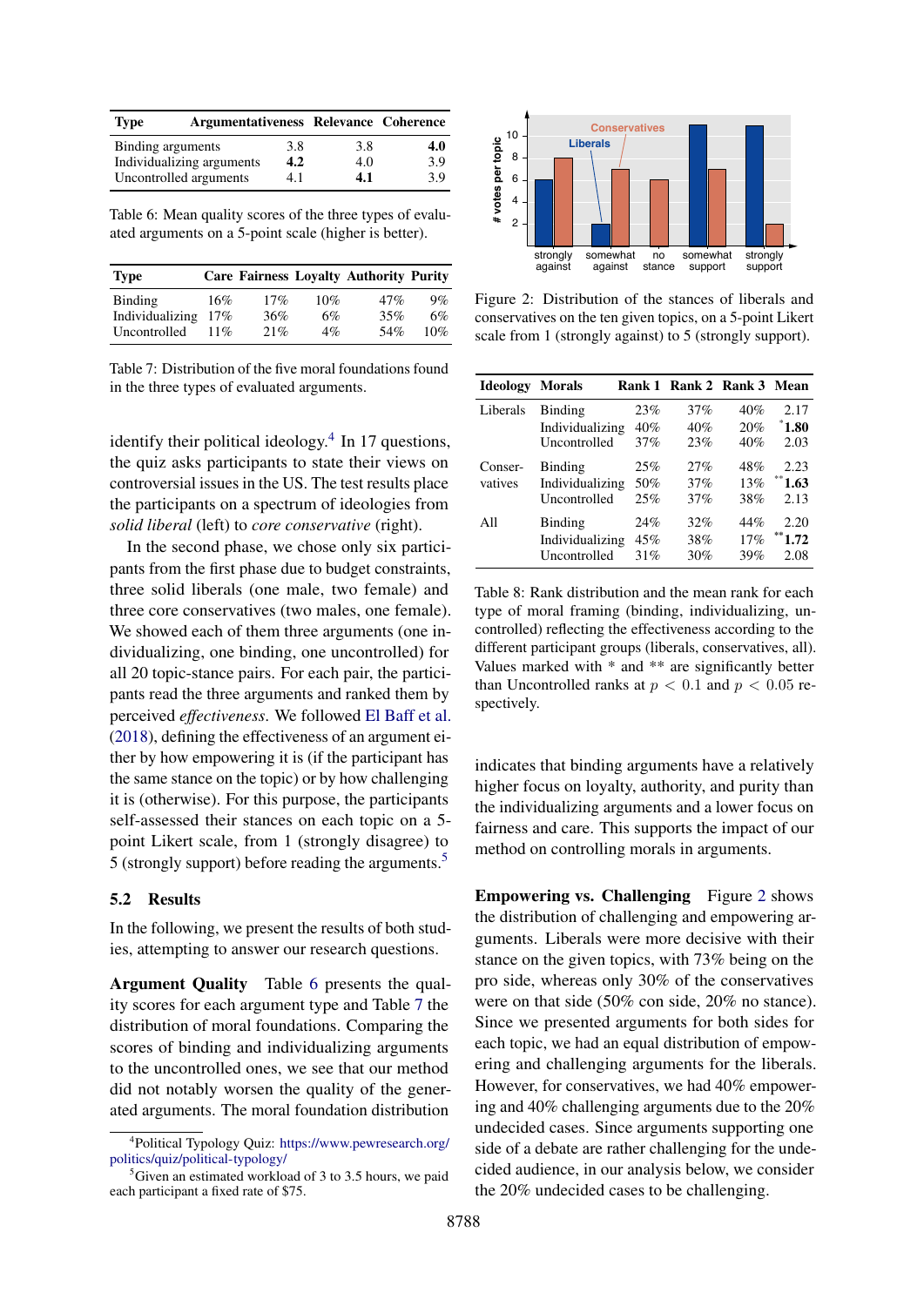| Type | Argumentativeness | Relevance | Coherence |
|---|---|---|---|
| Binding arguments | 3.8 | 3.8 | **4.0** |
| Individualizing arguments | **4.2** | 4.0 | 3.9 |
| Uncontrolled arguments | 4.1 | **4.1** | 3.9 |

Table 6: Mean quality scores of the three types of evaluated arguments on a 5-point scale (higher is better).

| Type | Care | Fairness | Loyalty | Authority | Purity |
|---|---|---|---|---|---|
| Binding | 16% | 17% | 10% | 47% | 9% |
| Individualizing | 17% | 36% | 6% | 35% | 6% |
| Uncontrolled | 11% | 21% | 4% | 54% | 10% |

Table 7: Distribution of the five moral foundations found in the three types of evaluated arguments.

identify their political ideology.[4] In 17 questions, the quiz asks participants to state their views on controversial issues in the US. The test results place the participants on a spectrum of ideologies from *solid liberal* (left) to *core conservative* (right).

In the second phase, we chose only six participants from the first phase due to budget constraints, three solid liberals (one male, two female) and three core conservatives (two males, one female). We showed each of them three arguments (one individualizing, one binding, one uncontrolled) for all 20 topic-stance pairs. For each pair, the participants read the three arguments and ranked them by perceived *effectiveness*. We followed El Baff et al. (2018), defining the effectiveness of an argument either by how empowering it is (if the participant has the same stance on the topic) or by how challenging it is (otherwise). For this purpose, the participants self-assessed their stances on each topic on a 5-point Likert scale, from 1 (strongly disagree) to 5 (strongly support) before reading the arguments.[5]

## 5.2 Results

In the following, we present the results of both studies, attempting to answer our research questions.

**Argument Quality** Table 6 presents the quality scores for each argument type and Table 7 the distribution of moral foundations. Comparing the scores of binding and individualizing arguments to the uncontrolled ones, we see that our method did not notably worsen the quality of the generated arguments. The moral foundation distribution indicates that binding arguments have a relatively higher focus on loyalty, authority, and purity than the individualizing arguments and a lower focus on fairness and care. This supports the impact of our method on controlling morals in arguments.

Figure 2: Distribution of the stances of liberals and conservatives on the ten given topics, on a 5-point Likert scale from 1 (strongly against) to 5 (strongly support).

| Ideology | Morals | Rank 1 | Rank 2 | Rank 3 | Mean |
|---|---|---|---|---|---|
| Liberals | Binding | 23% | 37% | 40% | 2.17 |
| | Individualizing | 40% | 40% | 20% | *$^{*}$***1.80** |
| | Uncontrolled | 37% | 23% | 40% | 2.03 |
| Conser-vatives | Binding | 25% | 27% | 48% | 2.23 |
| | Individualizing | 50% | 37% | 13% | $^{**}$**1.63** |
| | Uncontrolled | 25% | 37% | 38% | 2.13 |
| All | Binding | 24% | 32% | 44% | 2.20 |
| | Individualizing | 45% | 38% | 17% | $^{**}$**1.72** |
| | Uncontrolled | 31% | 30% | 39% | 2.08 |

Table 8: Rank distribution and the mean rank for each type of moral framing (binding, individualizing, uncontrolled) reflecting the effectiveness according to the different participant groups (liberals, conservatives, all). Values marked with * and ** are significantly better than Uncontrolled ranks at $p < 0.1$ and $p < 0.05$ respectively.

**Empowering vs. Challenging** Figure 2 shows the distribution of challenging and empowering arguments. Liberals were more decisive with their stance on the given topics, with 73% being on the pro side, whereas only 30% of the conservatives were on that side (50% con side, 20% no stance). Since we presented arguments for both sides for each topic, we had an equal distribution of empowering and challenging arguments for the liberals. However, for conservatives, we had 40% empowering and 40% challenging arguments due to the 20% undecided cases. Since arguments supporting one side of a debate are rather challenging for the undecided audience, in our analysis below, we consider the 20% undecided cases to be challenging.

[4] Political Typology Quiz: https://www.pewresearch.org/politics/quiz/political-typology/

[5] Given an estimated workload of 3 to 3.5 hours, we paid each participant a fixed rate of $75.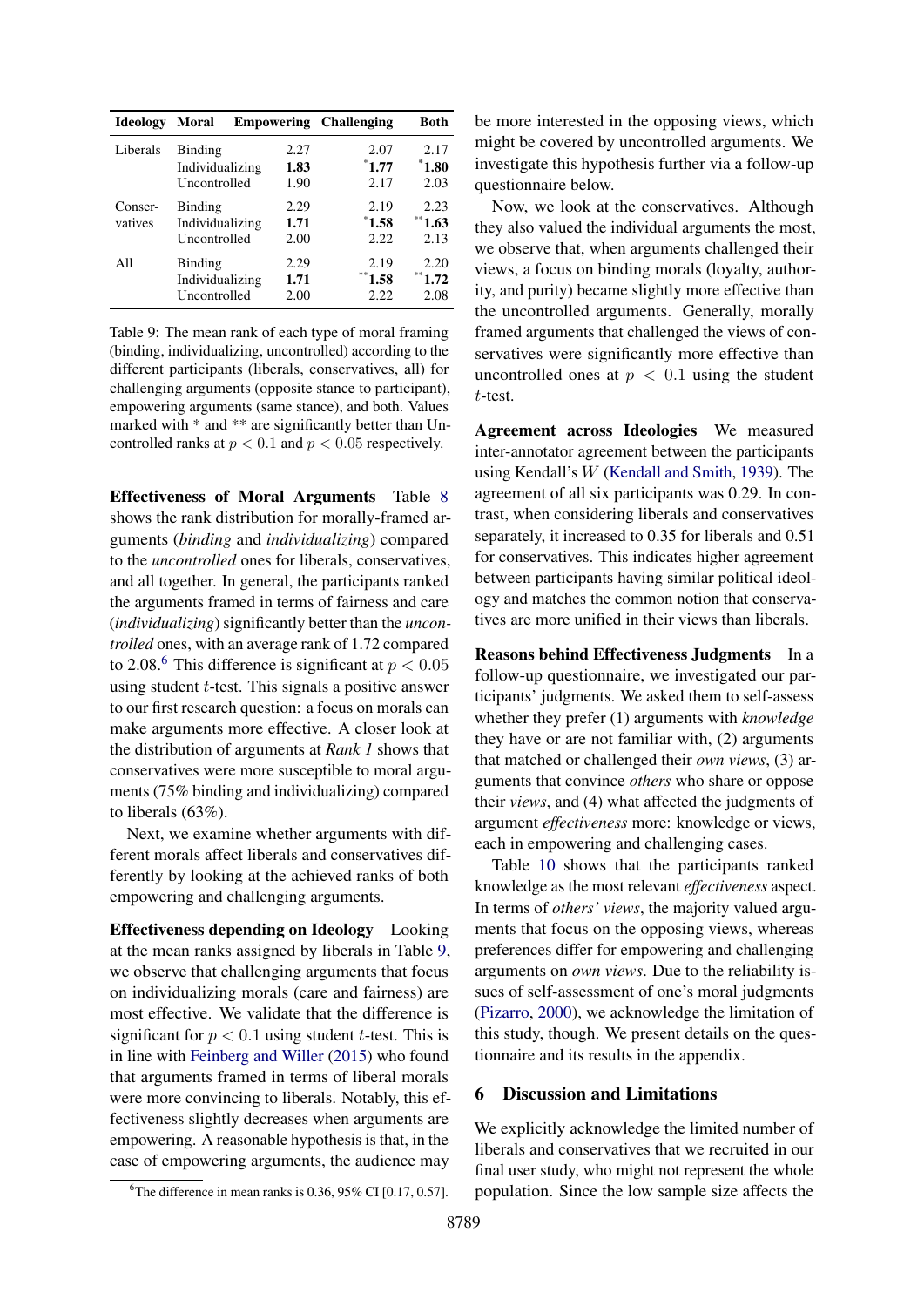| Ideology | Moral | Empowering | Challenging | Both |
|---|---|---|---|---|
| Liberals | Binding | 2.27 | 2.07 | 2.17 |
| | Individualizing | **1.83** | *1.77 | *1.80 |
| | Uncontrolled | 1.90 | 2.17 | 2.03 |
| Conser-vatives | Binding | 2.29 | 2.19 | 2.23 |
| | Individualizing | **1.71** | *1.58 | **1.63 |
| | Uncontrolled | 2.00 | 2.22 | 2.13 |
| All | Binding | 2.29 | 2.19 | 2.20 |
| | Individualizing | **1.71** | **1.58 | **1.72 |
| | Uncontrolled | 2.00 | 2.22 | 2.08 |

Table 9: The mean rank of each type of moral framing (binding, individualizing, uncontrolled) according to the different participants (liberals, conservatives, all) for challenging arguments (opposite stance to participant), empowering arguments (same stance), and both. Values marked with * and ** are significantly better than Uncontrolled ranks at $p < 0.1$ and $p < 0.05$ respectively.

**Effectiveness of Moral Arguments** Table 8 shows the rank distribution for morally-framed arguments (*binding* and *individualizing*) compared to the *uncontrolled* ones for liberals, conservatives, and all together. In general, the participants ranked the arguments framed in terms of fairness and care (*individualizing*) significantly better than the *uncontrolled* ones, with an average rank of 1.72 compared to 2.08.[6] This difference is significant at $p < 0.05$ using student $t$-test. This signals a positive answer to our first research question: a focus on morals can make arguments more effective. A closer look at the distribution of arguments at *Rank 1* shows that conservatives were more susceptible to moral arguments (75% binding and individualizing) compared to liberals (63%).

Next, we examine whether arguments with different morals affect liberals and conservatives differently by looking at the achieved ranks of both empowering and challenging arguments.

**Effectiveness depending on Ideology** Looking at the mean ranks assigned by liberals in Table 9, we observe that challenging arguments that focus on individualizing morals (care and fairness) are most effective. We validate that the difference is significant for $p < 0.1$ using student $t$-test. This is in line with Feinberg and Willer (2015) who found that arguments framed in terms of liberal morals were more convincing to liberals. Notably, this effectiveness slightly decreases when arguments are empowering. A reasonable hypothesis is that, in the case of empowering arguments, the audience may be more interested in the opposing views, which might be covered by uncontrolled arguments. We investigate this hypothesis further via a follow-up questionnaire below.

Now, we look at the conservatives. Although they also valued the individual arguments the most, we observe that, when arguments challenged their views, a focus on binding morals (loyalty, authority, and purity) became slightly more effective than the uncontrolled arguments. Generally, morally framed arguments that challenged the views of conservatives were significantly more effective than uncontrolled ones at $p < 0.1$ using the student $t$-test.

**Agreement across Ideologies** We measured inter-annotator agreement between the participants using Kendall's $W$ (Kendall and Smith, 1939). The agreement of all six participants was 0.29. In contrast, when considering liberals and conservatives separately, it increased to 0.35 for liberals and 0.51 for conservatives. This indicates higher agreement between participants having similar political ideology and matches the common notion that conservatives are more unified in their views than liberals.

**Reasons behind Effectiveness Judgments** In a follow-up questionnaire, we investigated our participants' judgments. We asked them to self-assess whether they prefer (1) arguments with *knowledge* they have or are not familiar with, (2) arguments that matched or challenged their *own views*, (3) arguments that convince *others* who share or oppose their *views*, and (4) what affected the judgments of argument *effectiveness* more: knowledge or views, each in empowering and challenging cases.

Table 10 shows that the participants ranked knowledge as the most relevant *effectiveness* aspect. In terms of *others' views*, the majority valued arguments that focus on the opposing views, whereas preferences differ for empowering and challenging arguments on *own views*. Due to the reliability issues of self-assessment of one's moral judgments (Pizarro, 2000), we acknowledge the limitation of this study, though. We present details on the questionnaire and its results in the appendix.

## 6 Discussion and Limitations

We explicitly acknowledge the limited number of liberals and conservatives that we recruited in our final user study, who might not represent the whole population. Since the low sample size affects the

[6] The difference in mean ranks is 0.36, 95% CI [0.17, 0.57].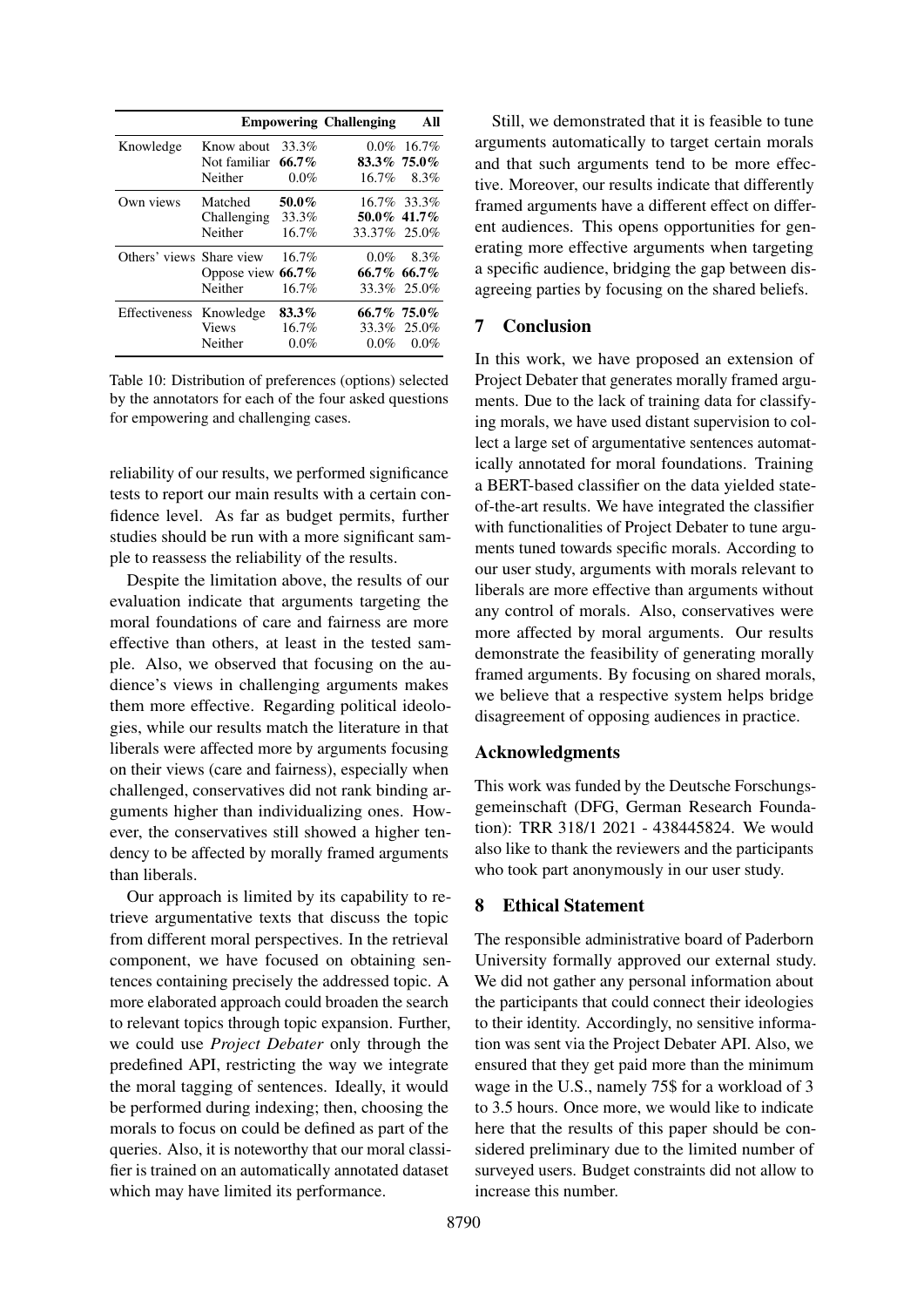| | | **Empowering** | **Challenging** | **All** |
|---|---|---|---|---|
| Knowledge | Know about | 33.3% | 0.0% | 16.7% |
| | Not familiar | **66.7%** | **83.3%** | **75.0%** |
| | Neither | 0.0% | 16.7% | 8.3% |
| Own views | Matched | **50.0%** | 16.7% | 33.3% |
| | Challenging | 33.3% | **50.0%** | **41.7%** |
| | Neither | 16.7% | 33.37% | 25.0% |
| Others' views | Share view | 16.7% | 0.0% | 8.3% |
| | Oppose view | **66.7%** | **66.7%** | **66.7%** |
| | Neither | 16.7% | 33.3% | 25.0% |
| Effectiveness | Knowledge | **83.3%** | **66.7%** | **75.0%** |
| | Views | 16.7% | 33.3% | 25.0% |
| | Neither | 0.0% | 0.0% | 0.0% |

Table 10: Distribution of preferences (options) selected by the annotators for each of the four asked questions for empowering and challenging cases.

reliability of our results, we performed significance tests to report our main results with a certain confidence level. As far as budget permits, further studies should be run with a more significant sample to reassess the reliability of the results.

Despite the limitation above, the results of our evaluation indicate that arguments targeting the moral foundations of care and fairness are more effective than others, at least in the tested sample. Also, we observed that focusing on the audience's views in challenging arguments makes them more effective. Regarding political ideologies, while our results match the literature in that liberals were affected more by arguments focusing on their views (care and fairness), especially when challenged, conservatives did not rank binding arguments higher than individualizing ones. However, the conservatives still showed a higher tendency to be affected by morally framed arguments than liberals.

Our approach is limited by its capability to retrieve argumentative texts that discuss the topic from different moral perspectives. In the retrieval component, we have focused on obtaining sentences containing precisely the addressed topic. A more elaborated approach could broaden the search to relevant topics through topic expansion. Further, we could use *Project Debater* only through the predefined API, restricting the way we integrate the moral tagging of sentences. Ideally, it would be performed during indexing; then, choosing the morals to focus on could be defined as part of the queries. Also, it is noteworthy that our moral classifier is trained on an automatically annotated dataset which may have limited its performance.

Still, we demonstrated that it is feasible to tune arguments automatically to target certain morals and that such arguments tend to be more effective. Moreover, our results indicate that differently framed arguments have a different effect on different audiences. This opens opportunities for generating more effective arguments when targeting a specific audience, bridging the gap between disagreeing parties by focusing on the shared beliefs.

## 7 Conclusion

In this work, we have proposed an extension of Project Debater that generates morally framed arguments. Due to the lack of training data for classifying morals, we have used distant supervision to collect a large set of argumentative sentences automatically annotated for moral foundations. Training a BERT-based classifier on the data yielded state-of-the-art results. We have integrated the classifier with functionalities of Project Debater to tune arguments tuned towards specific morals. According to our user study, arguments with morals relevant to liberals are more effective than arguments without any control of morals. Also, conservatives were more affected by moral arguments. Our results demonstrate the feasibility of generating morally framed arguments. By focusing on shared morals, we believe that a respective system helps bridge disagreement of opposing audiences in practice.

## Acknowledgments

This work was funded by the Deutsche Forschungsgemeinschaft (DFG, German Research Foundation): TRR 318/1 2021 - 438445824. We would also like to thank the reviewers and the participants who took part anonymously in our user study.

## 8 Ethical Statement

The responsible administrative board of Paderborn University formally approved our external study. We did not gather any personal information about the participants that could connect their ideologies to their identity. Accordingly, no sensitive information was sent via the Project Debater API. Also, we ensured that they get paid more than the minimum wage in the U.S., namely 75$ for a workload of 3 to 3.5 hours. Once more, we would like to indicate here that the results of this paper should be considered preliminary due to the limited number of surveyed users. Budget constraints did not allow to increase this number.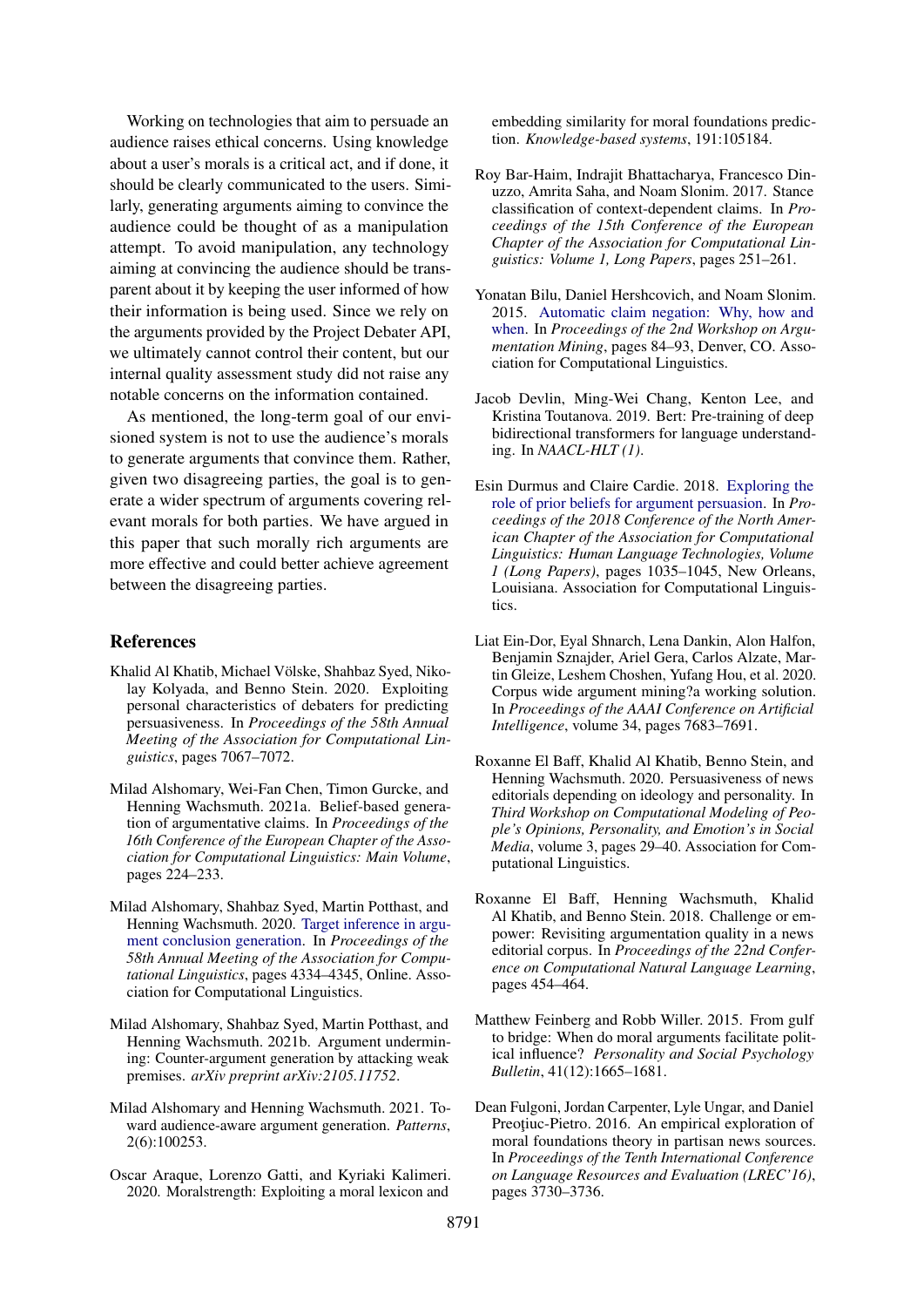Working on technologies that aim to persuade an audience raises ethical concerns. Using knowledge about a user's morals is a critical act, and if done, it should be clearly communicated to the users. Similarly, generating arguments aiming to convince the audience could be thought of as a manipulation attempt. To avoid manipulation, any technology aiming at convincing the audience should be transparent about it by keeping the user informed of how their information is being used. Since we rely on the arguments provided by the Project Debater API, we ultimately cannot control their content, but our internal quality assessment study did not raise any notable concerns on the information contained.

As mentioned, the long-term goal of our envisioned system is not to use the audience's morals to generate arguments that convince them. Rather, given two disagreeing parties, the goal is to generate a wider spectrum of arguments covering relevant morals for both parties. We have argued in this paper that such morally rich arguments are more effective and could better achieve agreement between the disagreeing parties.

## References

Khalid Al Khatib, Michael Völske, Shahbaz Syed, Nikolay Kolyada, and Benno Stein. 2020. Exploiting personal characteristics of debaters for predicting persuasiveness. In *Proceedings of the 58th Annual Meeting of the Association for Computational Linguistics*, pages 7067–7072.

Milad Alshomary, Wei-Fan Chen, Timon Gurcke, and Henning Wachsmuth. 2021a. Belief-based generation of argumentative claims. In *Proceedings of the 16th Conference of the European Chapter of the Association for Computational Linguistics: Main Volume*, pages 224–233.

Milad Alshomary, Shahbaz Syed, Martin Potthast, and Henning Wachsmuth. 2020. Target inference in argument conclusion generation. In *Proceedings of the 58th Annual Meeting of the Association for Computational Linguistics*, pages 4334–4345, Online. Association for Computational Linguistics.

Milad Alshomary, Shahbaz Syed, Martin Potthast, and Henning Wachsmuth. 2021b. Argument undermining: Counter-argument generation by attacking weak premises. *arXiv preprint arXiv:2105.11752*.

Milad Alshomary and Henning Wachsmuth. 2021. Toward audience-aware argument generation. *Patterns*, 2(6):100253.

Oscar Araque, Lorenzo Gatti, and Kyriaki Kalimeri. 2020. Moralstrength: Exploiting a moral lexicon and embedding similarity for moral foundations prediction. *Knowledge-based systems*, 191:105184.

Roy Bar-Haim, Indrajit Bhattacharya, Francesco Dinuzzo, Amrita Saha, and Noam Slonim. 2017. Stance classification of context-dependent claims. In *Proceedings of the 15th Conference of the European Chapter of the Association for Computational Linguistics: Volume 1, Long Papers*, pages 251–261.

Yonatan Bilu, Daniel Hershcovich, and Noam Slonim. 2015. Automatic claim negation: Why, how and when. In *Proceedings of the 2nd Workshop on Argumentation Mining*, pages 84–93, Denver, CO. Association for Computational Linguistics.

Jacob Devlin, Ming-Wei Chang, Kenton Lee, and Kristina Toutanova. 2019. Bert: Pre-training of deep bidirectional transformers for language understanding. In *NAACL-HLT (1)*.

Esin Durmus and Claire Cardie. 2018. Exploring the role of prior beliefs for argument persuasion. In *Proceedings of the 2018 Conference of the North American Chapter of the Association for Computational Linguistics: Human Language Technologies, Volume 1 (Long Papers)*, pages 1035–1045, New Orleans, Louisiana. Association for Computational Linguistics.

Liat Ein-Dor, Eyal Shnarch, Lena Dankin, Alon Halfon, Benjamin Sznajder, Ariel Gera, Carlos Alzate, Martin Gleize, Leshem Choshen, Yufang Hou, et al. 2020. Corpus wide argument mining?a working solution. In *Proceedings of the AAAI Conference on Artificial Intelligence*, volume 34, pages 7683–7691.

Roxanne El Baff, Khalid Al Khatib, Benno Stein, and Henning Wachsmuth. 2020. Persuasiveness of news editorials depending on ideology and personality. In *Third Workshop on Computational Modeling of People's Opinions, Personality, and Emotion's in Social Media*, volume 3, pages 29–40. Association for Computational Linguistics.

Roxanne El Baff, Henning Wachsmuth, Khalid Al Khatib, and Benno Stein. 2018. Challenge or empower: Revisiting argumentation quality in a news editorial corpus. In *Proceedings of the 22nd Conference on Computational Natural Language Learning*, pages 454–464.

Matthew Feinberg and Robb Willer. 2015. From gulf to bridge: When do moral arguments facilitate political influence? *Personality and Social Psychology Bulletin*, 41(12):1665–1681.

Dean Fulgoni, Jordan Carpenter, Lyle Ungar, and Daniel Preoţiuc-Pietro. 2016. An empirical exploration of moral foundations theory in partisan news sources. In *Proceedings of the Tenth International Conference on Language Resources and Evaluation (LREC'16)*, pages 3730–3736.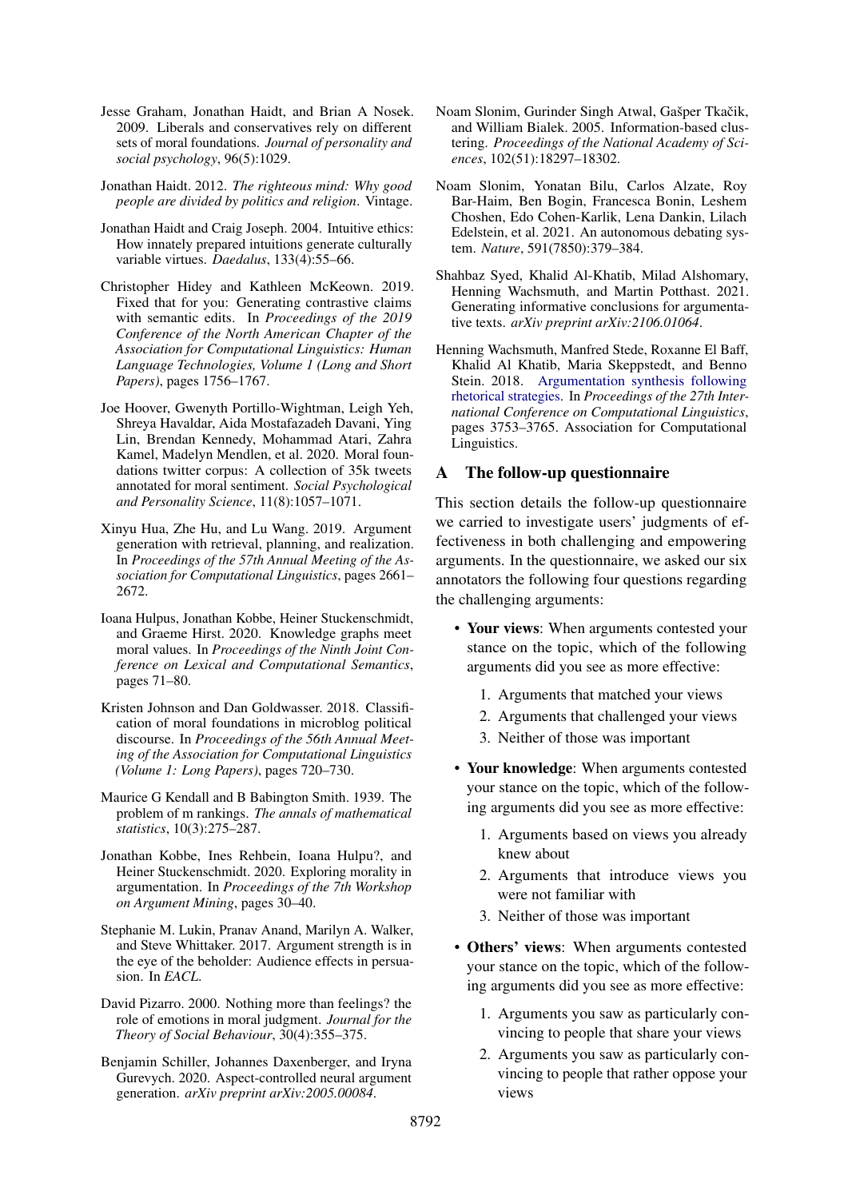Jesse Graham, Jonathan Haidt, and Brian A Nosek. 2009. Liberals and conservatives rely on different sets of moral foundations. *Journal of personality and social psychology*, 96(5):1029.

Jonathan Haidt. 2012. *The righteous mind: Why good people are divided by politics and religion*. Vintage.

Jonathan Haidt and Craig Joseph. 2004. Intuitive ethics: How innately prepared intuitions generate culturally variable virtues. *Daedalus*, 133(4):55–66.

Christopher Hidey and Kathleen McKeown. 2019. Fixed that for you: Generating contrastive claims with semantic edits. In *Proceedings of the 2019 Conference of the North American Chapter of the Association for Computational Linguistics: Human Language Technologies, Volume 1 (Long and Short Papers)*, pages 1756–1767.

Joe Hoover, Gwenyth Portillo-Wightman, Leigh Yeh, Shreya Havaldar, Aida Mostafazadeh Davani, Ying Lin, Brendan Kennedy, Mohammad Atari, Zahra Kamel, Madelyn Mendlen, et al. 2020. Moral foundations twitter corpus: A collection of 35k tweets annotated for moral sentiment. *Social Psychological and Personality Science*, 11(8):1057–1071.

Xinyu Hua, Zhe Hu, and Lu Wang. 2019. Argument generation with retrieval, planning, and realization. In *Proceedings of the 57th Annual Meeting of the Association for Computational Linguistics*, pages 2661–2672.

Ioana Hulpus, Jonathan Kobbe, Heiner Stuckenschmidt, and Graeme Hirst. 2020. Knowledge graphs meet moral values. In *Proceedings of the Ninth Joint Conference on Lexical and Computational Semantics*, pages 71–80.

Kristen Johnson and Dan Goldwasser. 2018. Classification of moral foundations in microblog political discourse. In *Proceedings of the 56th Annual Meeting of the Association for Computational Linguistics (Volume 1: Long Papers)*, pages 720–730.

Maurice G Kendall and B Babington Smith. 1939. The problem of m rankings. *The annals of mathematical statistics*, 10(3):275–287.

Jonathan Kobbe, Ines Rehbein, Ioana Hulpu?, and Heiner Stuckenschmidt. 2020. Exploring morality in argumentation. In *Proceedings of the 7th Workshop on Argument Mining*, pages 30–40.

Stephanie M. Lukin, Pranav Anand, Marilyn A. Walker, and Steve Whittaker. 2017. Argument strength is in the eye of the beholder: Audience effects in persuasion. In *EACL*.

David Pizarro. 2000. Nothing more than feelings? the role of emotions in moral judgment. *Journal for the Theory of Social Behaviour*, 30(4):355–375.

Benjamin Schiller, Johannes Daxenberger, and Iryna Gurevych. 2020. Aspect-controlled neural argument generation. *arXiv preprint arXiv:2005.00084*.

Noam Slonim, Gurinder Singh Atwal, Gašper Tkačik, and William Bialek. 2005. Information-based clustering. *Proceedings of the National Academy of Sciences*, 102(51):18297–18302.

Noam Slonim, Yonatan Bilu, Carlos Alzate, Roy Bar-Haim, Ben Bogin, Francesca Bonin, Leshem Choshen, Edo Cohen-Karlik, Lena Dankin, Lilach Edelstein, et al. 2021. An autonomous debating system. *Nature*, 591(7850):379–384.

Shahbaz Syed, Khalid Al-Khatib, Milad Alshomary, Henning Wachsmuth, and Martin Potthast. 2021. Generating informative conclusions for argumentative texts. *arXiv preprint arXiv:2106.01064*.

Henning Wachsmuth, Manfred Stede, Roxanne El Baff, Khalid Al Khatib, Maria Skeppstedt, and Benno Stein. 2018. Argumentation synthesis following rhetorical strategies. In *Proceedings of the 27th International Conference on Computational Linguistics*, pages 3753–3765. Association for Computational Linguistics.

## A The follow-up questionnaire

This section details the follow-up questionnaire we carried to investigate users' judgments of effectiveness in both challenging and empowering arguments. In the questionnaire, we asked our six annotators the following four questions regarding the challenging arguments:

- **Your views**: When arguments contested your stance on the topic, which of the following arguments did you see as more effective:
  1. Arguments that matched your views
  2. Arguments that challenged your views
  3. Neither of those was important
- **Your knowledge**: When arguments contested your stance on the topic, which of the following arguments did you see as more effective:
  1. Arguments based on views you already knew about
  2. Arguments that introduce views you were not familiar with
  3. Neither of those was important
- **Others' views**: When arguments contested your stance on the topic, which of the following arguments did you see as more effective:
  1. Arguments you saw as particularly convincing to people that share your views
  2. Arguments you saw as particularly convincing to people that rather oppose your views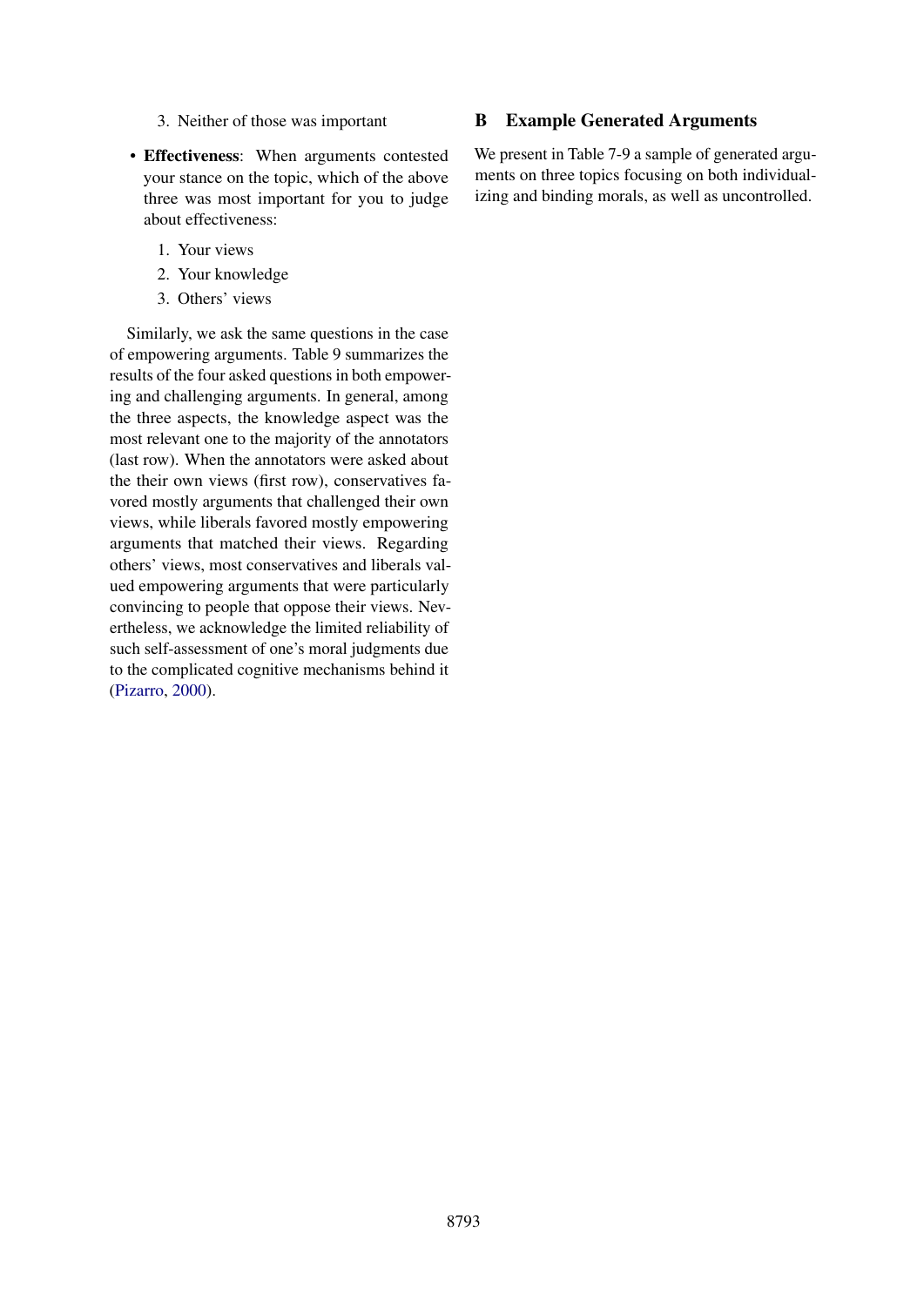3. Neither of those was important

- **Effectiveness**: When arguments contested your stance on the topic, which of the above three was most important for you to judge about effectiveness:
  1. Your views
  2. Your knowledge
  3. Others' views

Similarly, we ask the same questions in the case of empowering arguments. Table 9 summarizes the results of the four asked questions in both empowering and challenging arguments. In general, among the three aspects, the knowledge aspect was the most relevant one to the majority of the annotators (last row). When the annotators were asked about the their own views (first row), conservatives favored mostly arguments that challenged their own views, while liberals favored mostly empowering arguments that matched their views. Regarding others' views, most conservatives and liberals valued empowering arguments that were particularly convincing to people that oppose their views. Nevertheless, we acknowledge the limited reliability of such self-assessment of one's moral judgments due to the complicated cognitive mechanisms behind it (Pizarro, 2000).

## B Example Generated Arguments

We present in Table 7-9 a sample of generated arguments on three topics focusing on both individualizing and binding morals, as well as uncontrolled.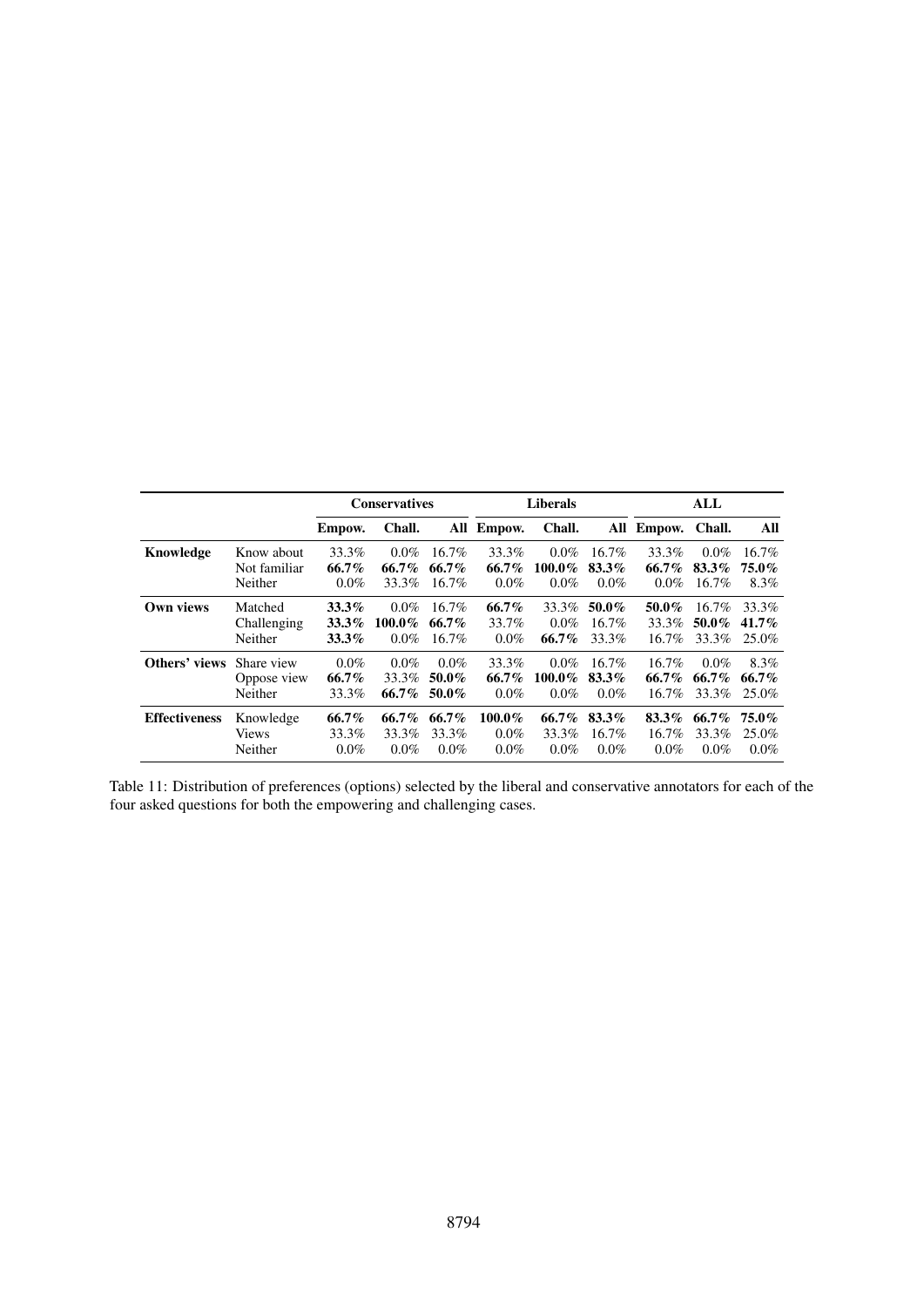| | | Conservatives | | | Liberals | | | ALL | | |
|---|---|---|---|---|---|---|---|---|---|---|
| | | **Empow.** | **Chall.** | **All** | **Empow.** | **Chall.** | **All** | **Empow.** | **Chall.** | **All** |
| **Knowledge** | Know about | 33.3% | 0.0% | 16.7% | 33.3% | 0.0% | 16.7% | 33.3% | 0.0% | 16.7% |
| | Not familiar | **66.7%** | **66.7%** | **66.7%** | **66.7%** | **100.0%** | **83.3%** | **66.7%** | **83.3%** | **75.0%** |
| | Neither | 0.0% | 33.3% | 16.7% | 0.0% | 0.0% | 0.0% | 0.0% | 16.7% | 8.3% |
| **Own views** | Matched | **33.3%** | 0.0% | 16.7% | **66.7%** | 33.3% | **50.0%** | **50.0%** | 16.7% | 33.3% |
| | Challenging | **33.3%** | **100.0%** | **66.7%** | 33.7% | 0.0% | 16.7% | 33.3% | **50.0%** | **41.7%** |
| | Neither | **33.3%** | 0.0% | 16.7% | 0.0% | **66.7%** | 33.3% | 16.7% | 33.3% | 25.0% |
| **Others' views** | Share view | 0.0% | 0.0% | 0.0% | 33.3% | 0.0% | 16.7% | 16.7% | 0.0% | 8.3% |
| | Oppose view | **66.7%** | 33.3% | **50.0%** | **66.7%** | **100.0%** | **83.3%** | **66.7%** | **66.7%** | **66.7%** |
| | Neither | 33.3% | **66.7%** | **50.0%** | 0.0% | 0.0% | 0.0% | 16.7% | 33.3% | 25.0% |
| **Effectiveness** | Knowledge | **66.7%** | **66.7%** | **66.7%** | **100.0%** | **66.7%** | **83.3%** | **83.3%** | **66.7%** | **75.0%** |
| | Views | 33.3% | 33.3% | 33.3% | 0.0% | 33.3% | 16.7% | 16.7% | 33.3% | 25.0% |
| | Neither | 0.0% | 0.0% | 0.0% | 0.0% | 0.0% | 0.0% | 0.0% | 0.0% | 0.0% |

Table 11: Distribution of preferences (options) selected by the liberal and conservative annotators for each of the four asked questions for both the empowering and challenging cases.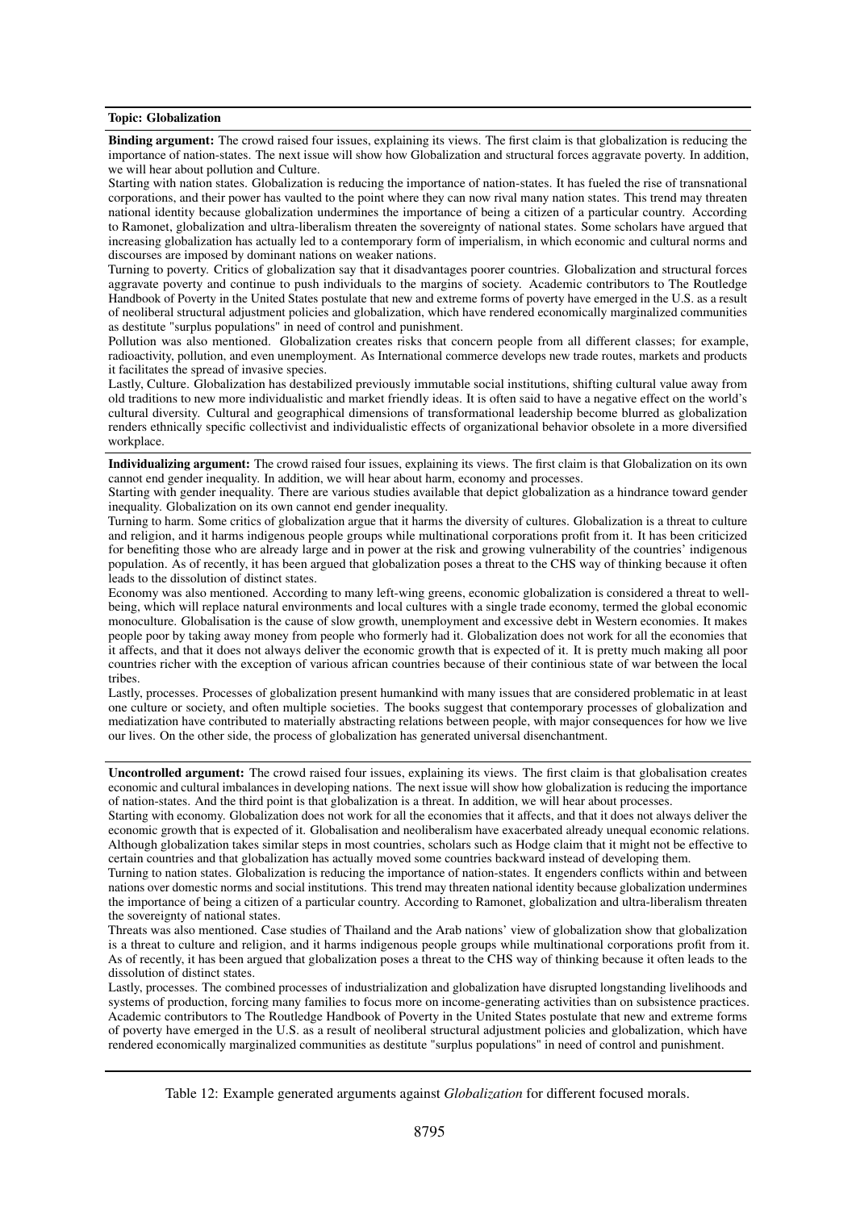**Topic: Globalization**

**Binding argument:** The crowd raised four issues, explaining its views. The first claim is that globalization is reducing the importance of nation-states. The next issue will show how Globalization and structural forces aggravate poverty. In addition, we will hear about pollution and Culture.

Starting with nation states. Globalization is reducing the importance of nation-states. It has fueled the rise of transnational corporations, and their power has vaulted to the point where they can now rival many nation states. This trend may threaten national identity because globalization undermines the importance of being a citizen of a particular country. According to Ramonet, globalization and ultra-liberalism threaten the sovereignty of national states. Some scholars have argued that increasing globalization has actually led to a contemporary form of imperialism, in which economic and cultural norms and discourses are imposed by dominant nations on weaker nations.

Turning to poverty. Critics of globalization say that it disadvantages poorer countries. Globalization and structural forces aggravate poverty and continue to push individuals to the margins of society. Academic contributors to The Routledge Handbook of Poverty in the United States postulate that new and extreme forms of poverty have emerged in the U.S. as a result of neoliberal structural adjustment policies and globalization, which have rendered economically marginalized communities as destitute "surplus populations" in need of control and punishment.

Pollution was also mentioned. Globalization creates risks that concern people from all different classes; for example, radioactivity, pollution, and even unemployment. As International commerce develops new trade routes, markets and products it facilitates the spread of invasive species.

Lastly, Culture. Globalization has destabilized previously immutable social institutions, shifting cultural value away from old traditions to new more individualistic and market friendly ideas. It is often said to have a negative effect on the world's cultural diversity. Cultural and geographical dimensions of transformational leadership become blurred as globalization renders ethnically specific collectivist and individualistic effects of organizational behavior obsolete in a more diversified workplace.

---

**Individualizing argument:** The crowd raised four issues, explaining its views. The first claim is that Globalization on its own cannot end gender inequality. In addition, we will hear about harm, economy and processes.

Starting with gender inequality. There are various studies available that depict globalization as a hindrance toward gender inequality. Globalization on its own cannot end gender inequality.

Turning to harm. Some critics of globalization argue that it harms the diversity of cultures. Globalization is a threat to culture and religion, and it harms indigenous people groups while multinational corporations profit from it. It has been criticized for benefiting those who are already large and in power at the risk and growing vulnerability of the countries' indigenous population. As of recently, it has been argued that globalization poses a threat to the CHS way of thinking because it often leads to the dissolution of distinct states.

Economy was also mentioned. According to many left-wing greens, economic globalization is considered a threat to well-being, which will replace natural environments and local cultures with a single trade economy, termed the global economic monoculture. Globalisation is the cause of slow growth, unemployment and excessive debt in Western economies. It makes people poor by taking away money from people who formerly had it. Globalization does not work for all the economies that it affects, and that it does not always deliver the economic growth that is expected of it. It is pretty much making all poor countries richer with the exception of various african countries because of their continious state of war between the local tribes.

Lastly, processes. Processes of globalization present humankind with many issues that are considered problematic in at least one culture or society, and often multiple societies. The books suggest that contemporary processes of globalization and mediatization have contributed to materially abstracting relations between people, with major consequences for how we live our lives. On the other side, the process of globalization has generated universal disenchantment.

---

**Uncontrolled argument:** The crowd raised four issues, explaining its views. The first claim is that globalisation creates economic and cultural imbalances in developing nations. The next issue will show how globalization is reducing the importance of nation-states. And the third point is that globalization is a threat. In addition, we will hear about processes.

Starting with economy. Globalization does not work for all the economies that it affects, and that it does not always deliver the economic growth that is expected of it. Globalisation and neoliberalism have exacerbated already unequal economic relations. Although globalization takes similar steps in most countries, scholars such as Hodge claim that it might not be effective to certain countries and that globalization has actually moved some countries backward instead of developing them.

Turning to nation states. Globalization is reducing the importance of nation-states. It engenders conflicts within and between nations over domestic norms and social institutions. This trend may threaten national identity because globalization undermines the importance of being a citizen of a particular country. According to Ramonet, globalization and ultra-liberalism threaten the sovereignty of national states.

Threats was also mentioned. Case studies of Thailand and the Arab nations' view of globalization show that globalization is a threat to culture and religion, and it harms indigenous people groups while multinational corporations profit from it. As of recently, it has been argued that globalization poses a threat to the CHS way of thinking because it often leads to the dissolution of distinct states.

Lastly, processes. The combined processes of industrialization and globalization have disrupted longstanding livelihoods and systems of production, forcing many families to focus more on income-generating activities than on subsistence practices. Academic contributors to The Routledge Handbook of Poverty in the United States postulate that new and extreme forms of poverty have emerged in the U.S. as a result of neoliberal structural adjustment policies and globalization, which have rendered economically marginalized communities as destitute "surplus populations" in need of control and punishment.

---

Table 12: Example generated arguments against *Globalization* for different focused morals.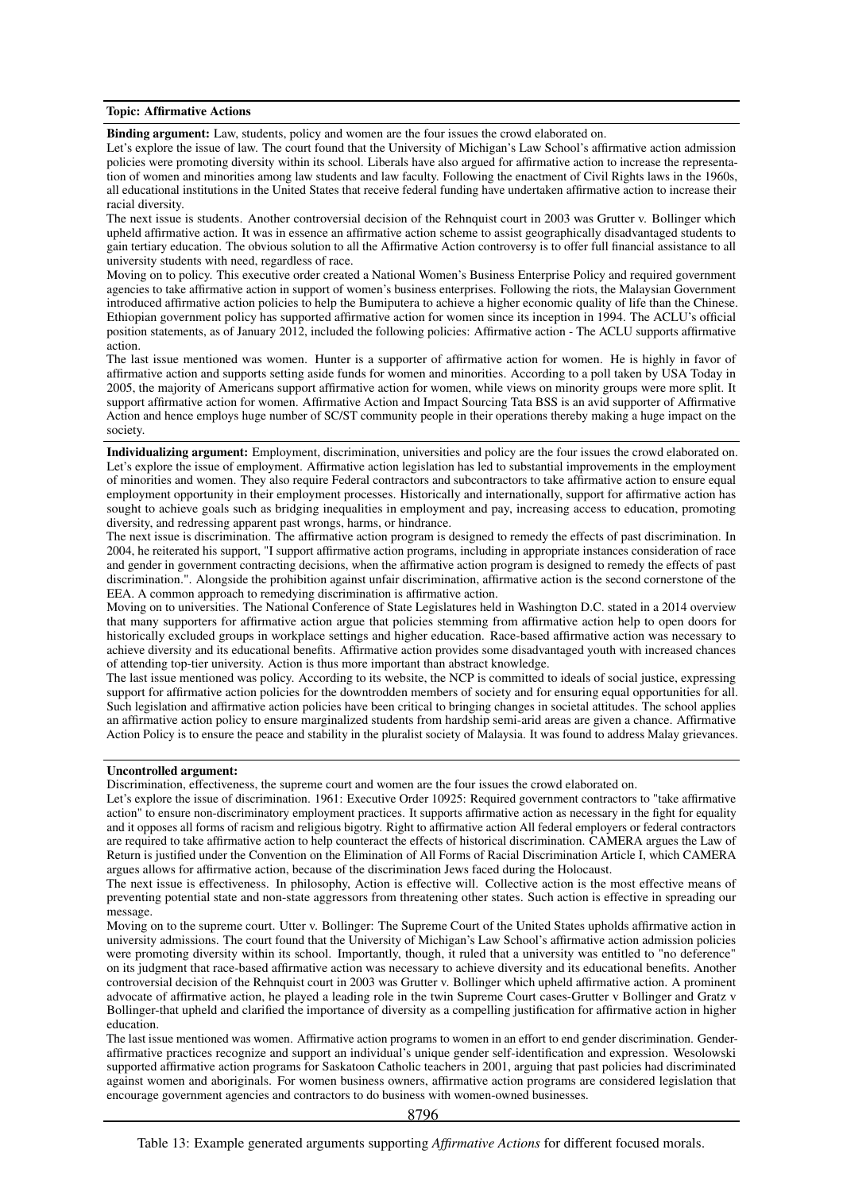**Topic: Affirmative Actions**

**Binding argument:** Law, students, policy and women are the four issues the crowd elaborated on.

Let's explore the issue of law. The court found that the University of Michigan's Law School's affirmative action admission policies were promoting diversity within its school. Liberals have also argued for affirmative action to increase the representation of women and minorities among law students and law faculty. Following the enactment of Civil Rights laws in the 1960s, all educational institutions in the United States that receive federal funding have undertaken affirmative action to increase their racial diversity.

The next issue is students. Another controversial decision of the Rehnquist court in 2003 was Grutter v. Bollinger which upheld affirmative action. It was in essence an affirmative action scheme to assist geographically disadvantaged students to gain tertiary education. The obvious solution to all the Affirmative Action controversy is to offer full financial assistance to all university students with need, regardless of race.

Moving on to policy. This executive order created a National Women's Business Enterprise Policy and required government agencies to take affirmative action in support of women's business enterprises. Following the riots, the Malaysian Government introduced affirmative action policies to help the Bumiputera to achieve a higher economic quality of life than the Chinese. Ethiopian government policy has supported affirmative action for women since its inception in 1994. The ACLU's official position statements, as of January 2012, included the following policies: Affirmative action - The ACLU supports affirmative action.

The last issue mentioned was women. Hunter is a supporter of affirmative action for women. He is highly in favor of affirmative action and supports setting aside funds for women and minorities. According to a poll taken by USA Today in 2005, the majority of Americans support affirmative action for women, while views on minority groups were more split. It support affirmative action for women. Affirmative Action and Impact Sourcing Tata BSS is an avid supporter of Affirmative Action and hence employs huge number of SC/ST community people in their operations thereby making a huge impact on the society.

**Individualizing argument:** Employment, discrimination, universities and policy are the four issues the crowd elaborated on.

Let's explore the issue of employment. Affirmative action legislation has led to substantial improvements in the employment of minorities and women. They also require Federal contractors and subcontractors to take affirmative action to ensure equal employment opportunity in their employment processes. Historically and internationally, support for affirmative action has sought to achieve goals such as bridging inequalities in employment and pay, increasing access to education, promoting diversity, and redressing apparent past wrongs, harms, or hindrance.

The next issue is discrimination. The affirmative action program is designed to remedy the effects of past discrimination. In 2004, he reiterated his support, "I support affirmative action programs, including in appropriate instances consideration of race and gender in government contracting decisions, when the affirmative action program is designed to remedy the effects of past discrimination.". Alongside the prohibition against unfair discrimination, affirmative action is the second cornerstone of the EEA. A common approach to remedying discrimination is affirmative action.

Moving on to universities. The National Conference of State Legislatures held in Washington D.C. stated in a 2014 overview that many supporters for affirmative action argue that policies stemming from affirmative action help to open doors for historically excluded groups in workplace settings and higher education. Race-based affirmative action was necessary to achieve diversity and its educational benefits. Affirmative action provides some disadvantaged youth with increased chances of attending top-tier university. Action is thus more important than abstract knowledge.

The last issue mentioned was policy. According to its website, the NCP is committed to ideals of social justice, expressing support for affirmative action policies for the downtrodden members of society and for ensuring equal opportunities for all. Such legislation and affirmative action policies have been critical to bringing changes in societal attitudes. The school applies an affirmative action policy to ensure marginalized students from hardship semi-arid areas are given a chance. Affirmative Action Policy is to ensure the peace and stability in the pluralist society of Malaysia. It was found to address Malay grievances.

**Uncontrolled argument:**

Discrimination, effectiveness, the supreme court and women are the four issues the crowd elaborated on.

Let's explore the issue of discrimination. 1961: Executive Order 10925: Required government contractors to "take affirmative action" to ensure non-discriminatory employment practices. It supports affirmative action as necessary in the fight for equality and it opposes all forms of racism and religious bigotry. Right to affirmative action All federal employers or federal contractors are required to take affirmative action to help counteract the effects of historical discrimination. CAMERA argues the Law of Return is justified under the Convention on the Elimination of All Forms of Racial Discrimination Article I, which CAMERA argues allows for affirmative action, because of the discrimination Jews faced during the Holocaust.

The next issue is effectiveness. In philosophy, Action is effective will. Collective action is the most effective means of preventing potential state and non-state aggressors from threatening other states. Such action is effective in spreading our message.

Moving on to the supreme court. Utter v. Bollinger: The Supreme Court of the United States upholds affirmative action in university admissions. The court found that the University of Michigan's Law School's affirmative action admission policies were promoting diversity within its school. Importantly, though, it ruled that a university was entitled to "no deference" on its judgment that race-based affirmative action was necessary to achieve diversity and its educational benefits. Another controversial decision of the Rehnquist court in 2003 was Grutter v. Bollinger which upheld affirmative action. A prominent advocate of affirmative action, he played a leading role in the twin Supreme Court cases-Grutter v Bollinger and Gratz v Bollinger-that upheld and clarified the importance of diversity as a compelling justification for affirmative action in higher education.

The last issue mentioned was women. Affirmative action programs to women in an effort to end gender discrimination. Gender-affirmative practices recognize and support an individual's unique gender self-identification and expression. Wesolowski supported affirmative action programs for Saskatoon Catholic teachers in 2001, arguing that past policies had discriminated against women and aboriginals. For women business owners, affirmative action programs are considered legislation that encourage government agencies and contractors to do business with women-owned businesses.

Table 13: Example generated arguments supporting *Affirmative Actions* for different focused morals.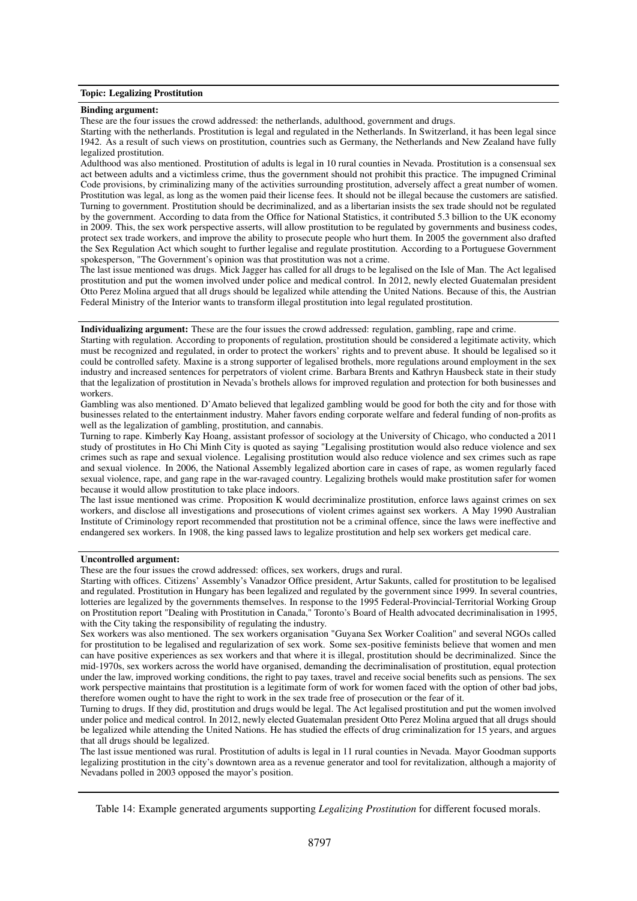**Topic: Legalizing Prostitution**

**Binding argument:**

These are the four issues the crowd addressed: the netherlands, adulthood, government and drugs.

Starting with the netherlands. Prostitution is legal and regulated in the Netherlands. In Switzerland, it has been legal since 1942. As a result of such views on prostitution, countries such as Germany, the Netherlands and New Zealand have fully legalized prostitution.

Adulthood was also mentioned. Prostitution of adults is legal in 10 rural counties in Nevada. Prostitution is a consensual sex act between adults and a victimless crime, thus the government should not prohibit this practice. The impugned Criminal Code provisions, by criminalizing many of the activities surrounding prostitution, adversely affect a great number of women. Prostitution was legal, as long as the women paid their license fees. It should not be illegal because the customers are satisfied.

Turning to government. Prostitution should be decriminalized, and as a libertarian insists the sex trade should not be regulated by the government. According to data from the Office for National Statistics, it contributed 5.3 billion to the UK economy in 2009. This, the sex work perspective asserts, will allow prostitution to be regulated by governments and business codes, protect sex trade workers, and improve the ability to prosecute people who hurt them. In 2005 the government also drafted the Sex Regulation Act which sought to further legalise and regulate prostitution. According to a Portuguese Government spokesperson, "The Government's opinion was that prostitution was not a crime.

The last issue mentioned was drugs. Mick Jagger has called for all drugs to be legalised on the Isle of Man. The Act legalised prostitution and put the women involved under police and medical control. In 2012, newly elected Guatemalan president Otto Perez Molina argued that all drugs should be legalized while attending the United Nations. Because of this, the Austrian Federal Ministry of the Interior wants to transform illegal prostitution into legal regulated prostitution.

**Individualizing argument:** These are the four issues the crowd addressed: regulation, gambling, rape and crime.

Starting with regulation. According to proponents of regulation, prostitution should be considered a legitimate activity, which must be recognized and regulated, in order to protect the workers' rights and to prevent abuse. It should be legalised so it could be controlled safety. Maxine is a strong supporter of legalised brothels, more regulations around employment in the sex industry and increased sentences for perpetrators of violent crime. Barbara Brents and Kathryn Hausbeck state in their study that the legalization of prostitution in Nevada's brothels allows for improved regulation and protection for both businesses and workers.

Gambling was also mentioned. D'Amato believed that legalized gambling would be good for both the city and for those with businesses related to the entertainment industry. Maher favors ending corporate welfare and federal funding of non-profits as well as the legalization of gambling, prostitution, and cannabis.

Turning to rape. Kimberly Kay Hoang, assistant professor of sociology at the University of Chicago, who conducted a 2011 study of prostitutes in Ho Chi Minh City is quoted as saying "Legalising prostitution would also reduce violence and sex crimes such as rape and sexual violence. Legalising prostitution would also reduce violence and sex crimes such as rape and sexual violence. In 2006, the National Assembly legalized abortion care in cases of rape, as women regularly faced sexual violence, rape, and gang rape in the war-ravaged country. Legalizing brothels would make prostitution safer for women because it would allow prostitution to take place indoors.

The last issue mentioned was crime. Proposition K would decriminalize prostitution, enforce laws against crimes on sex workers, and disclose all investigations and prosecutions of violent crimes against sex workers. A May 1990 Australian Institute of Criminology report recommended that prostitution not be a criminal offence, since the laws were ineffective and endangered sex workers. In 1908, the king passed laws to legalize prostitution and help sex workers get medical care.

**Uncontrolled argument:**

These are the four issues the crowd addressed: offices, sex workers, drugs and rural.

Starting with offices. Citizens' Assembly's Vanadzor Office president, Artur Sakunts, called for prostitution to be legalised and regulated. Prostitution in Hungary has been legalized and regulated by the government since 1999. In several countries, lotteries are legalized by the governments themselves. In response to the 1995 Federal-Provincial-Territorial Working Group on Prostitution report "Dealing with Prostitution in Canada," Toronto's Board of Health advocated decriminalisation in 1995, with the City taking the responsibility of regulating the industry.

Sex workers was also mentioned. The sex workers organisation "Guyana Sex Worker Coalition" and several NGOs called for prostitution to be legalised and regularization of sex work. Some sex-positive feminists believe that women and men can have positive experiences as sex workers and that where it is illegal, prostitution should be decriminalized. Since the mid-1970s, sex workers across the world have organised, demanding the decriminalisation of prostitution, equal protection under the law, improved working conditions, the right to pay taxes, travel and receive social benefits such as pensions. The sex work perspective maintains that prostitution is a legitimate form of work for women faced with the option of other bad jobs, therefore women ought to have the right to work in the sex trade free of prosecution or the fear of it.

Turning to drugs. If they did, prostitution and drugs would be legal. The Act legalised prostitution and put the women involved under police and medical control. In 2012, newly elected Guatemalan president Otto Perez Molina argued that all drugs should be legalized while attending the United Nations. He has studied the effects of drug criminalization for 15 years, and argues that all drugs should be legalized.

The last issue mentioned was rural. Prostitution of adults is legal in 11 rural counties in Nevada. Mayor Goodman supports legalizing prostitution in the city's downtown area as a revenue generator and tool for revitalization, although a majority of Nevadans polled in 2003 opposed the mayor's position.

Table 14: Example generated arguments supporting *Legalizing Prostitution* for different focused morals.